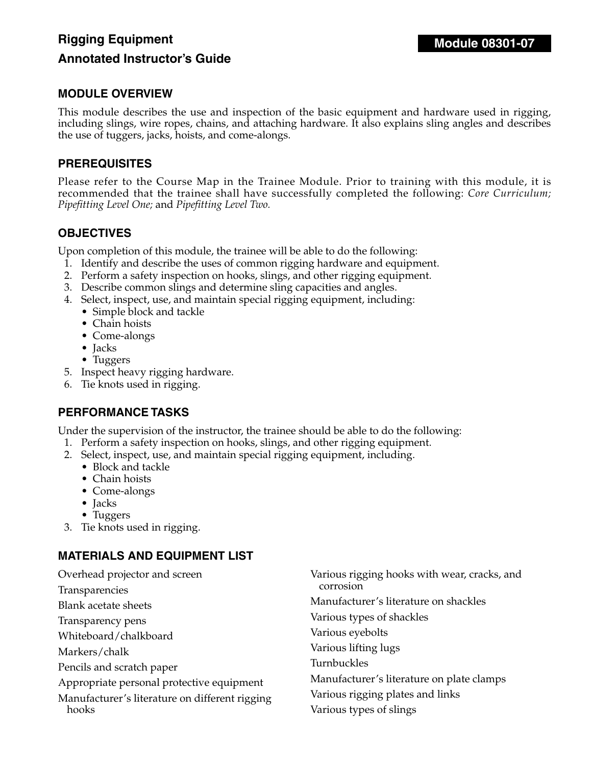# Rigging Equipment

## Annotated Instructor's Guide

**Module 08301-07**

## MODULE OVERVIEW

This module describes the use and inspection of the basic equipment and hardware used in rigging, including slings, wire ropes, chains, and attaching hardware. It also explains sling angles and describes the use of tuggers, jacks, hoists, and come-alongs.

## PREREQUISITES

Please refer to the Course Map in the Trainee Module. Prior to training with this module, it is recommended that the trainee shall have successfully completed the following: *Core Curriculum; Pipefitting Level One;* and *Pipefitting Level Two.*

## OBJECTIVES

Upon completion of this module, the trainee will be able to do the following:

1. Identify and describe the uses of common rigging hardware and equipment.
2. Perform a safety inspection on hooks, slings, and other rigging equipment.
3. Describe common slings and determine sling capacities and angles.
4. Select, inspect, use, and maintain special rigging equipment, including:
   - Simple block and tackle
   - Chain hoists
   - Come-alongs
   - Jacks
   - Tuggers
5. Inspect heavy rigging hardware.
6. Tie knots used in rigging.

## PERFORMANCE TASKS

Under the supervision of the instructor, the trainee should be able to do the following:

1. Perform a safety inspection on hooks, slings, and other rigging equipment.
2. Select, inspect, use, and maintain special rigging equipment, including.
   - Block and tackle
   - Chain hoists
   - Come-alongs
   - Jacks
   - Tuggers
3. Tie knots used in rigging.

## MATERIALS AND EQUIPMENT LIST

Overhead projector and screen
Transparencies
Blank acetate sheets
Transparency pens
Whiteboard/chalkboard
Markers/chalk
Pencils and scratch paper
Appropriate personal protective equipment
Manufacturer's literature on different rigging hooks
Various rigging hooks with wear, cracks, and corrosion
Manufacturer's literature on shackles
Various types of shackles
Various eyebolts
Various lifting lugs
Turnbuckles
Manufacturer's literature on plate clamps
Various rigging plates and links
Various types of slings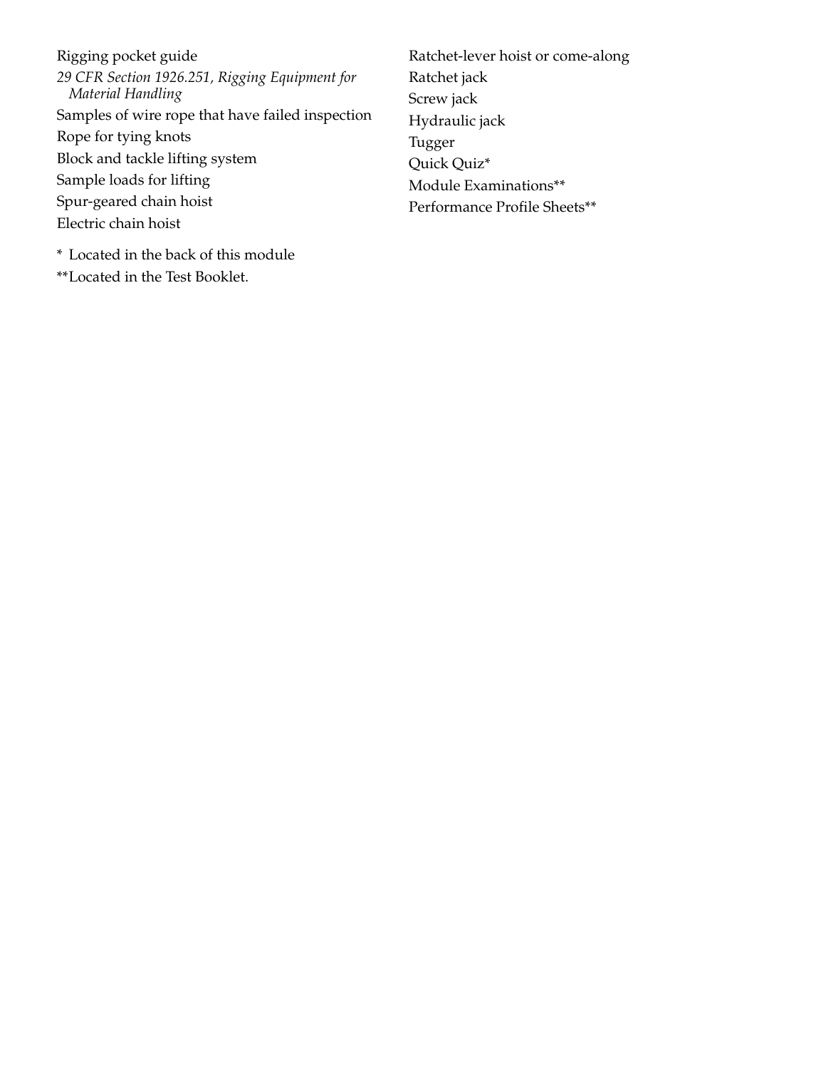Rigging pocket guide

*29 CFR Section 1926.251, Rigging Equipment for Material Handling*

Samples of wire rope that have failed inspection

Rope for tying knots

Block and tackle lifting system

Sample loads for lifting

Spur-geared chain hoist

Electric chain hoist

Ratchet-lever hoist or come-along

Ratchet jack

Screw jack

Hydraulic jack

Tugger

Quick Quiz*

Module Examinations**

Performance Profile Sheets**

\* Located in the back of this module

\*\*Located in the Test Booklet.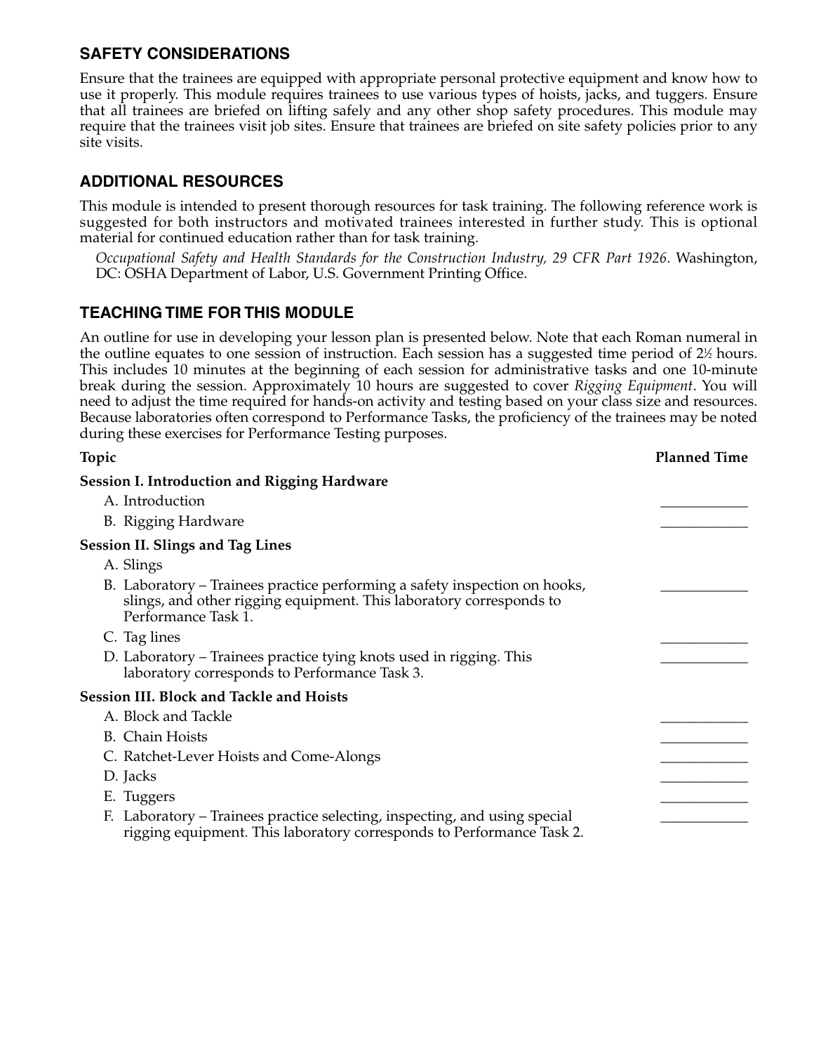## SAFETY CONSIDERATIONS

Ensure that the trainees are equipped with appropriate personal protective equipment and know how to use it properly. This module requires trainees to use various types of hoists, jacks, and tuggers. Ensure that all trainees are briefed on lifting safely and any other shop safety procedures. This module may require that the trainees visit job sites. Ensure that trainees are briefed on site safety policies prior to any site visits.

## ADDITIONAL RESOURCES

This module is intended to present thorough resources for task training. The following reference work is suggested for both instructors and motivated trainees interested in further study. This is optional material for continued education rather than for task training.

*Occupational Safety and Health Standards for the Construction Industry, 29 CFR Part 1926*. Washington, DC: OSHA Department of Labor, U.S. Government Printing Office.

## TEACHING TIME FOR THIS MODULE

An outline for use in developing your lesson plan is presented below. Note that each Roman numeral in the outline equates to one session of instruction. Each session has a suggested time period of 2½ hours. This includes 10 minutes at the beginning of each session for administrative tasks and one 10-minute break during the session. Approximately 10 hours are suggested to cover *Rigging Equipment*. You will need to adjust the time required for hands-on activity and testing based on your class size and resources. Because laboratories often correspond to Performance Tasks, the proficiency of the trainees may be noted during these exercises for Performance Testing purposes.

| Topic | Planned Time |
|---|---|
| **Session I. Introduction and Rigging Hardware** | |
| A. Introduction | ____________ |
| B. Rigging Hardware | ____________ |
| **Session II. Slings and Tag Lines** | |
| A. Slings | |
| B. Laboratory – Trainees practice performing a safety inspection on hooks, slings, and other rigging equipment. This laboratory corresponds to Performance Task 1. | ____________ |
| C. Tag lines | ____________ |
| D. Laboratory – Trainees practice tying knots used in rigging. This laboratory corresponds to Performance Task 3. | ____________ |
| **Session III. Block and Tackle and Hoists** | |
| A. Block and Tackle | ____________ |
| B. Chain Hoists | ____________ |
| C. Ratchet-Lever Hoists and Come-Alongs | ____________ |
| D. Jacks | ____________ |
| E. Tuggers | ____________ |
| F. Laboratory – Trainees practice selecting, inspecting, and using special rigging equipment. This laboratory corresponds to Performance Task 2. | ____________ |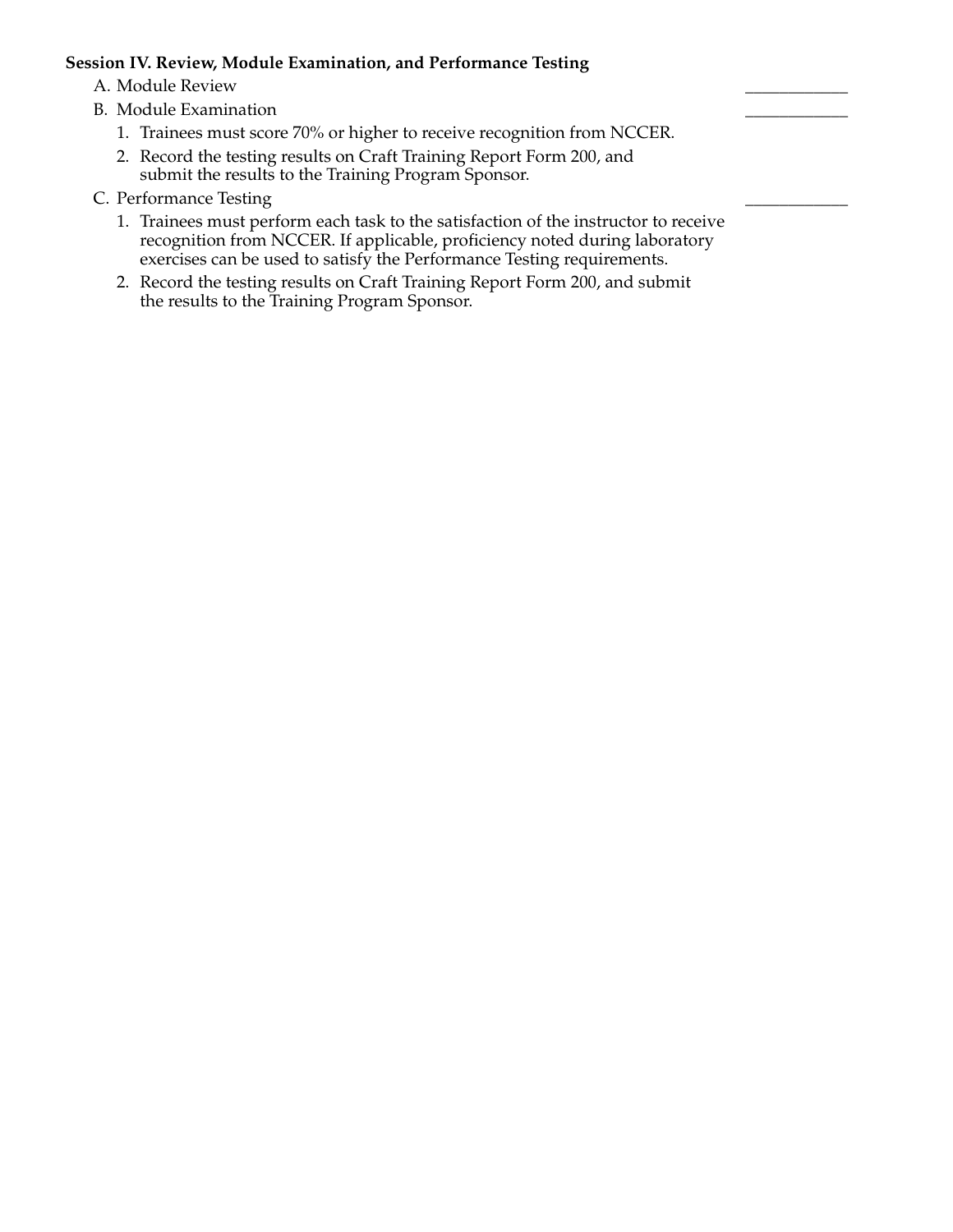**Session IV. Review, Module Examination, and Performance Testing**

A. Module Review ____________

B. Module Examination ____________

1. Trainees must score 70% or higher to receive recognition from NCCER.
2. Record the testing results on Craft Training Report Form 200, and submit the results to the Training Program Sponsor.

C. Performance Testing ____________

1. Trainees must perform each task to the satisfaction of the instructor to receive recognition from NCCER. If applicable, proficiency noted during laboratory exercises can be used to satisfy the Performance Testing requirements.
2. Record the testing results on Craft Training Report Form 200, and submit the results to the Training Program Sponsor.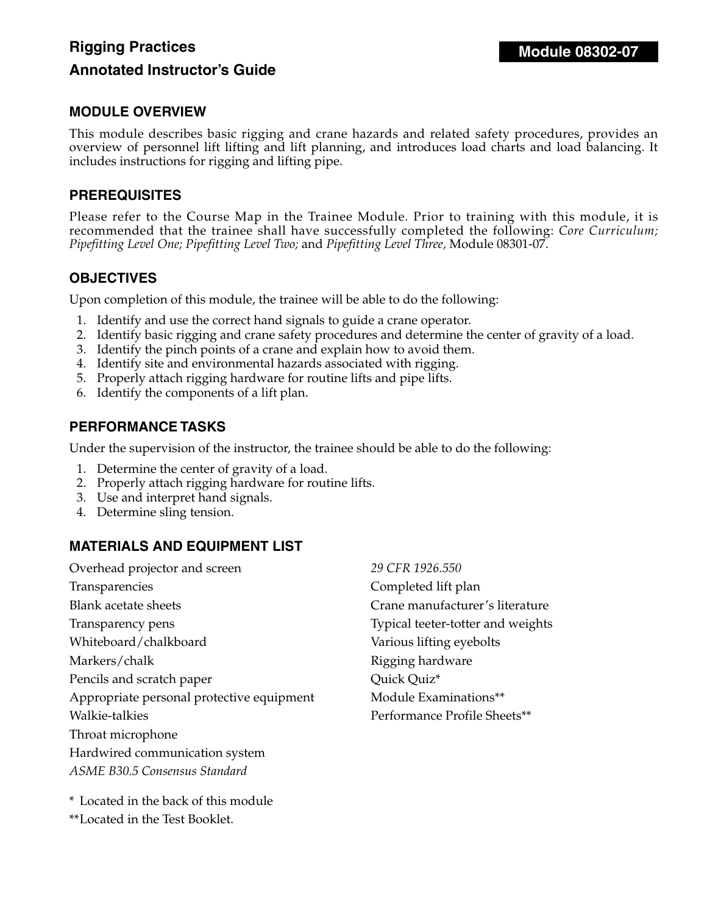# Rigging Practices

## Annotated Instructor's Guide

**Module 08302-07**

### MODULE OVERVIEW

This module describes basic rigging and crane hazards and related safety procedures, provides an overview of personnel lift lifting and lift planning, and introduces load charts and load balancing. It includes instructions for rigging and lifting pipe.

### PREREQUISITES

Please refer to the Course Map in the Trainee Module. Prior to training with this module, it is recommended that the trainee shall have successfully completed the following: *Core Curriculum; Pipefitting Level One; Pipefitting Level Two;* and *Pipefitting Level Three,* Module 08301-07.

### OBJECTIVES

Upon completion of this module, the trainee will be able to do the following:

1. Identify and use the correct hand signals to guide a crane operator.
2. Identify basic rigging and crane safety procedures and determine the center of gravity of a load.
3. Identify the pinch points of a crane and explain how to avoid them.
4. Identify site and environmental hazards associated with rigging.
5. Properly attach rigging hardware for routine lifts and pipe lifts.
6. Identify the components of a lift plan.

### PERFORMANCE TASKS

Under the supervision of the instructor, the trainee should be able to do the following:

1. Determine the center of gravity of a load.
2. Properly attach rigging hardware for routine lifts.
3. Use and interpret hand signals.
4. Determine sling tension.

### MATERIALS AND EQUIPMENT LIST

Overhead projector and screen
Transparencies
Blank acetate sheets
Transparency pens
Whiteboard/chalkboard
Markers/chalk
Pencils and scratch paper
Appropriate personal protective equipment
Walkie-talkies
Throat microphone
Hardwired communication system
*ASME B30.5 Consensus Standard*
*29 CFR 1926.550*
Completed lift plan
Crane manufacturer's literature
Typical teeter-totter and weights
Various lifting eyebolts
Rigging hardware
Quick Quiz*
Module Examinations**
Performance Profile Sheets**

\* Located in the back of this module

\*\*Located in the Test Booklet.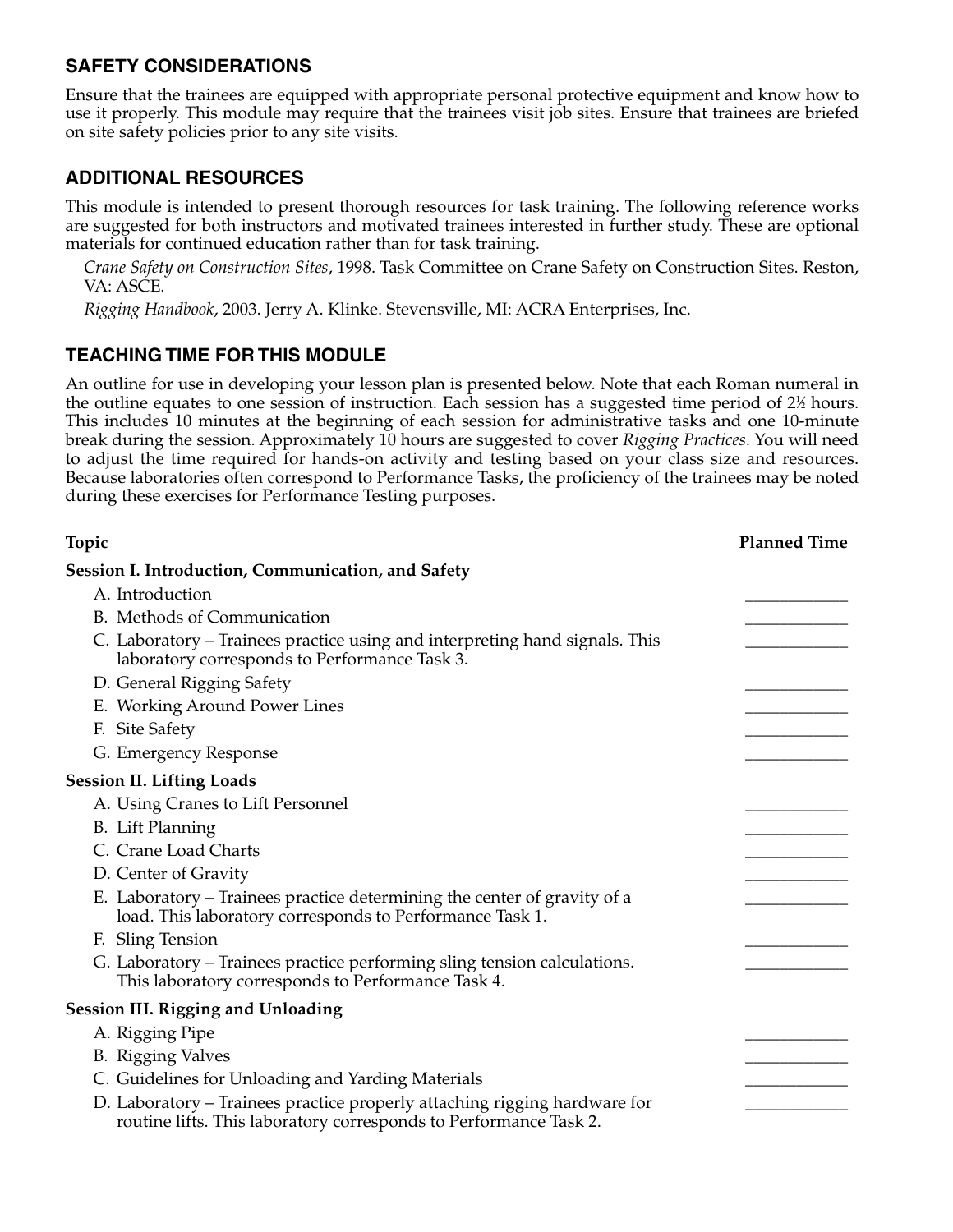## SAFETY CONSIDERATIONS

Ensure that the trainees are equipped with appropriate personal protective equipment and know how to use it properly. This module may require that the trainees visit job sites. Ensure that trainees are briefed on site safety policies prior to any site visits.

## ADDITIONAL RESOURCES

This module is intended to present thorough resources for task training. The following reference works are suggested for both instructors and motivated trainees interested in further study. These are optional materials for continued education rather than for task training.

*Crane Safety on Construction Sites*, 1998. Task Committee on Crane Safety on Construction Sites. Reston, VA: ASCE.

*Rigging Handbook*, 2003. Jerry A. Klinke. Stevensville, MI: ACRA Enterprises, Inc.

## TEACHING TIME FOR THIS MODULE

An outline for use in developing your lesson plan is presented below. Note that each Roman numeral in the outline equates to one session of instruction. Each session has a suggested time period of 2½ hours. This includes 10 minutes at the beginning of each session for administrative tasks and one 10-minute break during the session. Approximately 10 hours are suggested to cover *Rigging Practices*. You will need to adjust the time required for hands-on activity and testing based on your class size and resources. Because laboratories often correspond to Performance Tasks, the proficiency of the trainees may be noted during these exercises for Performance Testing purposes.

| Topic | Planned Time |
|---|---|
| **Session I. Introduction, Communication, and Safety** | |
| A. Introduction | ____________ |
| B. Methods of Communication | ____________ |
| C. Laboratory – Trainees practice using and interpreting hand signals. This laboratory corresponds to Performance Task 3. | ____________ |
| D. General Rigging Safety | ____________ |
| E. Working Around Power Lines | ____________ |
| F. Site Safety | ____________ |
| G. Emergency Response | ____________ |
| **Session II. Lifting Loads** | |
| A. Using Cranes to Lift Personnel | ____________ |
| B. Lift Planning | ____________ |
| C. Crane Load Charts | ____________ |
| D. Center of Gravity | ____________ |
| E. Laboratory – Trainees practice determining the center of gravity of a load. This laboratory corresponds to Performance Task 1. | ____________ |
| F. Sling Tension | ____________ |
| G. Laboratory – Trainees practice performing sling tension calculations. This laboratory corresponds to Performance Task 4. | ____________ |
| **Session III. Rigging and Unloading** | |
| A. Rigging Pipe | ____________ |
| B. Rigging Valves | ____________ |
| C. Guidelines for Unloading and Yarding Materials | ____________ |
| D. Laboratory – Trainees practice properly attaching rigging hardware for routine lifts. This laboratory corresponds to Performance Task 2. | ____________ |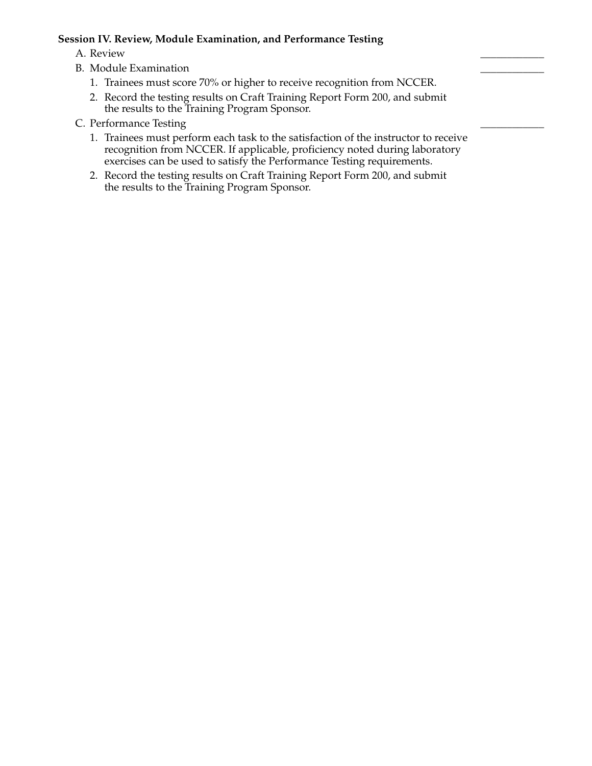**Session IV. Review, Module Examination, and Performance Testing**

A. Review ____________

B. Module Examination ____________

1. Trainees must score 70% or higher to receive recognition from NCCER.
2. Record the testing results on Craft Training Report Form 200, and submit the results to the Training Program Sponsor.

C. Performance Testing ____________

1. Trainees must perform each task to the satisfaction of the instructor to receive recognition from NCCER. If applicable, proficiency noted during laboratory exercises can be used to satisfy the Performance Testing requirements.
2. Record the testing results on Craft Training Report Form 200, and submit the results to the Training Program Sponsor.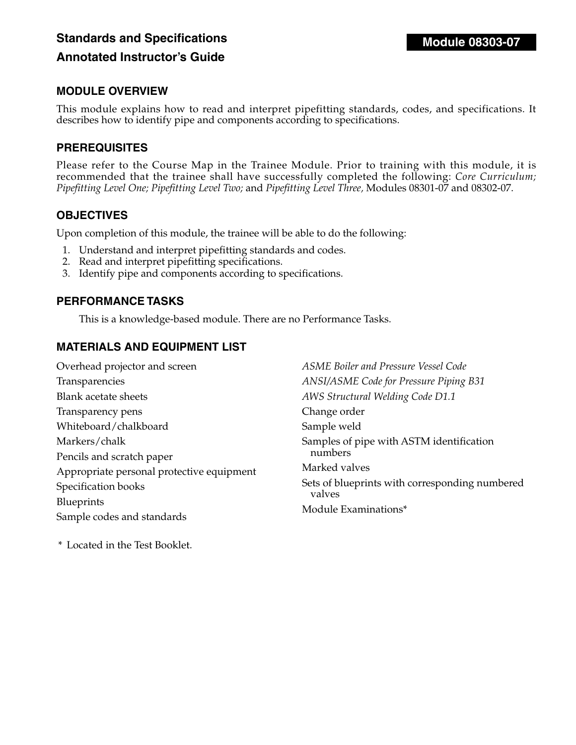# Standards and Specifications

## Annotated Instructor's Guide

**Module 08303-07**

### MODULE OVERVIEW

This module explains how to read and interpret pipefitting standards, codes, and specifications. It describes how to identify pipe and components according to specifications.

### PREREQUISITES

Please refer to the Course Map in the Trainee Module. Prior to training with this module, it is recommended that the trainee shall have successfully completed the following: *Core Curriculum; Pipefitting Level One; Pipefitting Level Two;* and *Pipefitting Level Three,* Modules 08301-07 and 08302-07.

### OBJECTIVES

Upon completion of this module, the trainee will be able to do the following:

1. Understand and interpret pipefitting standards and codes.
2. Read and interpret pipefitting specifications.
3. Identify pipe and components according to specifications.

### PERFORMANCE TASKS

This is a knowledge-based module. There are no Performance Tasks.

### MATERIALS AND EQUIPMENT LIST

- Overhead projector and screen
- Transparencies
- Blank acetate sheets
- Transparency pens
- Whiteboard/chalkboard
- Markers/chalk
- Pencils and scratch paper
- Appropriate personal protective equipment
- Specification books
- Blueprints
- Sample codes and standards
- *ASME Boiler and Pressure Vessel Code*
- *ANSI/ASME Code for Pressure Piping B31*
- *AWS Structural Welding Code D1.1*
- Change order
- Sample weld
- Samples of pipe with ASTM identification numbers
- Marked valves
- Sets of blueprints with corresponding numbered valves
- Module Examinations*

\* Located in the Test Booklet.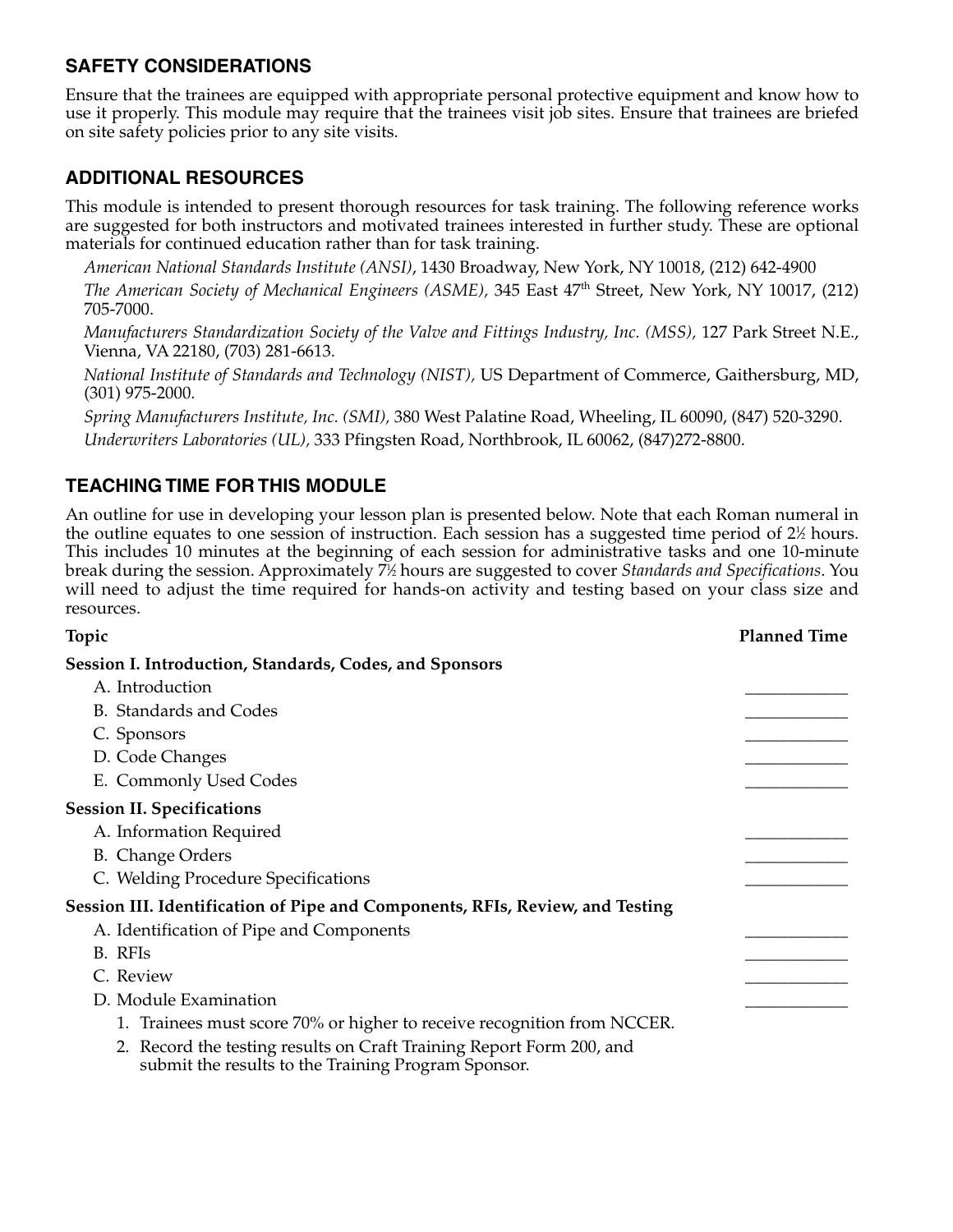## SAFETY CONSIDERATIONS

Ensure that the trainees are equipped with appropriate personal protective equipment and know how to use it properly. This module may require that the trainees visit job sites. Ensure that trainees are briefed on site safety policies prior to any site visits.

## ADDITIONAL RESOURCES

This module is intended to present thorough resources for task training. The following reference works are suggested for both instructors and motivated trainees interested in further study. These are optional materials for continued education rather than for task training.

*American National Standards Institute (ANSI)*, 1430 Broadway, New York, NY 10018, (212) 642-4900

*The American Society of Mechanical Engineers (ASME),* 345 East 47th Street, New York, NY 10017, (212) 705-7000.

*Manufacturers Standardization Society of the Valve and Fittings Industry, Inc. (MSS),* 127 Park Street N.E., Vienna, VA 22180, (703) 281-6613.

*National Institute of Standards and Technology (NIST),* US Department of Commerce, Gaithersburg, MD, (301) 975-2000.

*Spring Manufacturers Institute, Inc. (SMI),* 380 West Palatine Road, Wheeling, IL 60090, (847) 520-3290.

*Underwriters Laboratories (UL),* 333 Pfingsten Road, Northbrook, IL 60062, (847)272-8800.

## TEACHING TIME FOR THIS MODULE

An outline for use in developing your lesson plan is presented below. Note that each Roman numeral in the outline equates to one session of instruction. Each session has a suggested time period of 2½ hours. This includes 10 minutes at the beginning of each session for administrative tasks and one 10-minute break during the session. Approximately 7½ hours are suggested to cover *Standards and Specifications*. You will need to adjust the time required for hands-on activity and testing based on your class size and resources.

| Topic | Planned Time |
|---|---|
| **Session I. Introduction, Standards, Codes, and Sponsors** | |
| A. Introduction | ____________ |
| B. Standards and Codes | ____________ |
| C. Sponsors | ____________ |
| D. Code Changes | ____________ |
| E. Commonly Used Codes | ____________ |
| **Session II. Specifications** | |
| A. Information Required | ____________ |
| B. Change Orders | ____________ |
| C. Welding Procedure Specifications | ____________ |
| **Session III. Identification of Pipe and Components, RFIs, Review, and Testing** | |
| A. Identification of Pipe and Components | ____________ |
| B. RFIs | ____________ |
| C. Review | ____________ |
| D. Module Examination | ____________ |
| 1. Trainees must score 70% or higher to receive recognition from NCCER. | |
| 2. Record the testing results on Craft Training Report Form 200, and submit the results to the Training Program Sponsor. | |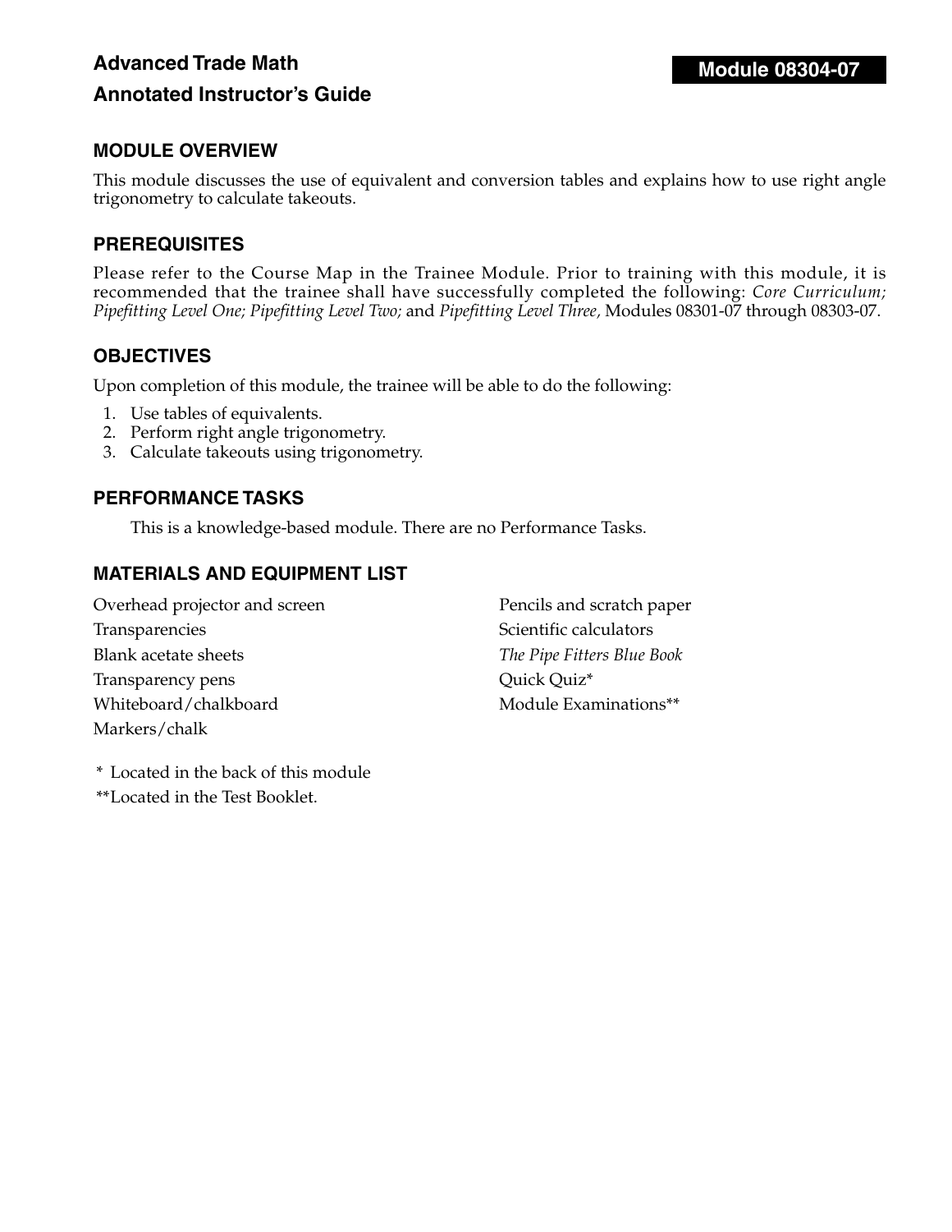**Advanced Trade Math**

**Annotated Instructor's Guide**

**Module 08304-07**

## MODULE OVERVIEW

This module discusses the use of equivalent and conversion tables and explains how to use right angle trigonometry to calculate takeouts.

## PREREQUISITES

Please refer to the Course Map in the Trainee Module. Prior to training with this module, it is recommended that the trainee shall have successfully completed the following: *Core Curriculum; Pipefitting Level One; Pipefitting Level Two;* and *Pipefitting Level Three,* Modules 08301-07 through 08303-07.

## OBJECTIVES

Upon completion of this module, the trainee will be able to do the following:

1. Use tables of equivalents.
2. Perform right angle trigonometry.
3. Calculate takeouts using trigonometry.

## PERFORMANCE TASKS

This is a knowledge-based module. There are no Performance Tasks.

## MATERIALS AND EQUIPMENT LIST

Overhead projector and screen
Transparencies
Blank acetate sheets
Transparency pens
Whiteboard/chalkboard
Markers/chalk
Pencils and scratch paper
Scientific calculators
*The Pipe Fitters Blue Book*
Quick Quiz*
Module Examinations**

\* Located in the back of this module
**Located in the Test Booklet.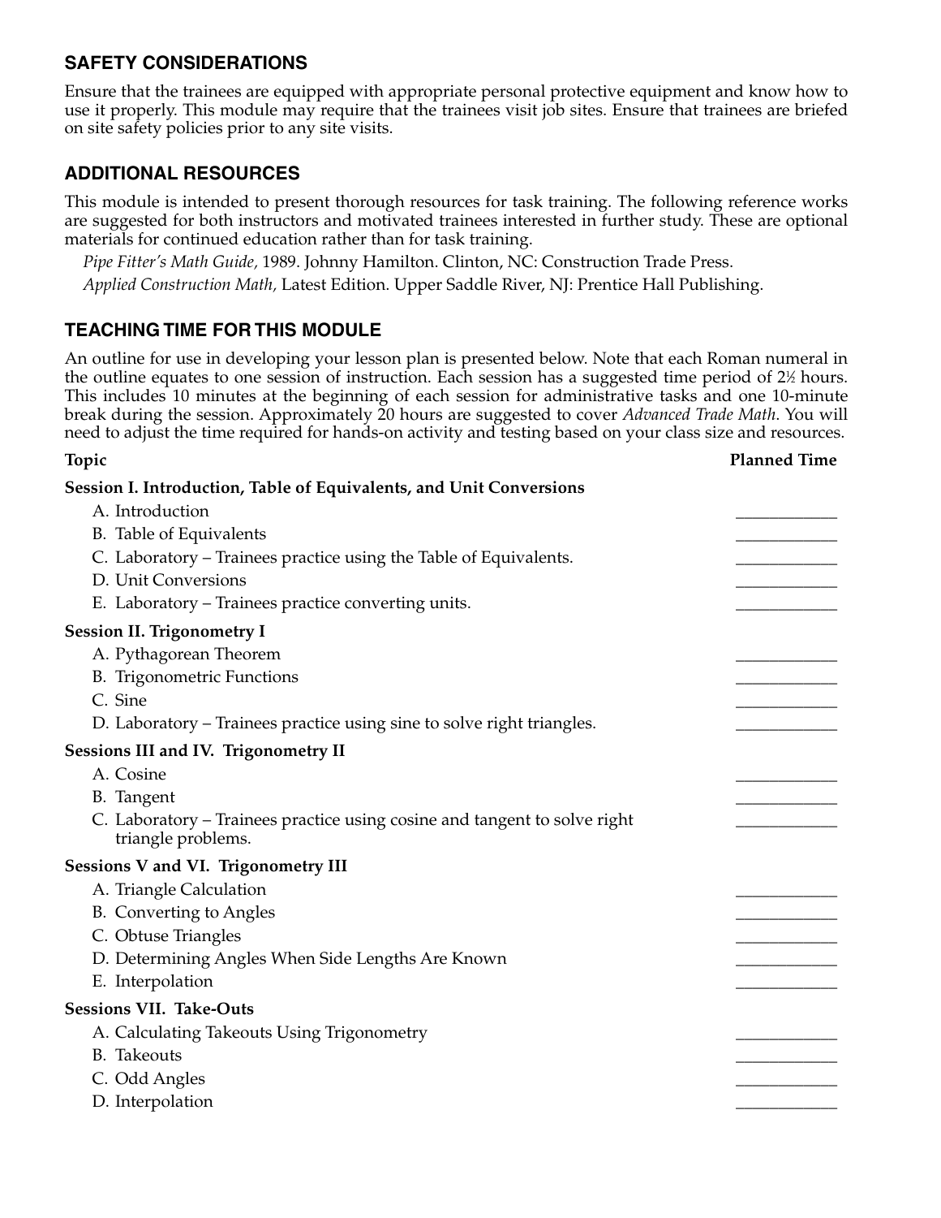## SAFETY CONSIDERATIONS

Ensure that the trainees are equipped with appropriate personal protective equipment and know how to use it properly. This module may require that the trainees visit job sites. Ensure that trainees are briefed on site safety policies prior to any site visits.

## ADDITIONAL RESOURCES

This module is intended to present thorough resources for task training. The following reference works are suggested for both instructors and motivated trainees interested in further study. These are optional materials for continued education rather than for task training.

*Pipe Fitter's Math Guide,* 1989. Johnny Hamilton. Clinton, NC: Construction Trade Press.

*Applied Construction Math,* Latest Edition. Upper Saddle River, NJ: Prentice Hall Publishing.

## TEACHING TIME FOR THIS MODULE

An outline for use in developing your lesson plan is presented below. Note that each Roman numeral in the outline equates to one session of instruction. Each session has a suggested time period of 2½ hours. This includes 10 minutes at the beginning of each session for administrative tasks and one 10-minute break during the session. Approximately 20 hours are suggested to cover *Advanced Trade Math.* You will need to adjust the time required for hands-on activity and testing based on your class size and resources.

| Topic | Planned Time |
|---|---|
| **Session I. Introduction, Table of Equivalents, and Unit Conversions** | |
| A. Introduction | ____________ |
| B. Table of Equivalents | ____________ |
| C. Laboratory – Trainees practice using the Table of Equivalents. | ____________ |
| D. Unit Conversions | ____________ |
| E. Laboratory – Trainees practice converting units. | ____________ |
| **Session II. Trigonometry I** | |
| A. Pythagorean Theorem | ____________ |
| B. Trigonometric Functions | ____________ |
| C. Sine | ____________ |
| D. Laboratory – Trainees practice using sine to solve right triangles. | ____________ |
| **Sessions III and IV. Trigonometry II** | |
| A. Cosine | ____________ |
| B. Tangent | ____________ |
| C. Laboratory – Trainees practice using cosine and tangent to solve right triangle problems. | ____________ |
| **Sessions V and VI. Trigonometry III** | |
| A. Triangle Calculation | ____________ |
| B. Converting to Angles | ____________ |
| C. Obtuse Triangles | ____________ |
| D. Determining Angles When Side Lengths Are Known | ____________ |
| E. Interpolation | ____________ |
| **Sessions VII. Take-Outs** | |
| A. Calculating Takeouts Using Trigonometry | ____________ |
| B. Takeouts | ____________ |
| C. Odd Angles | ____________ |
| D. Interpolation | ____________ |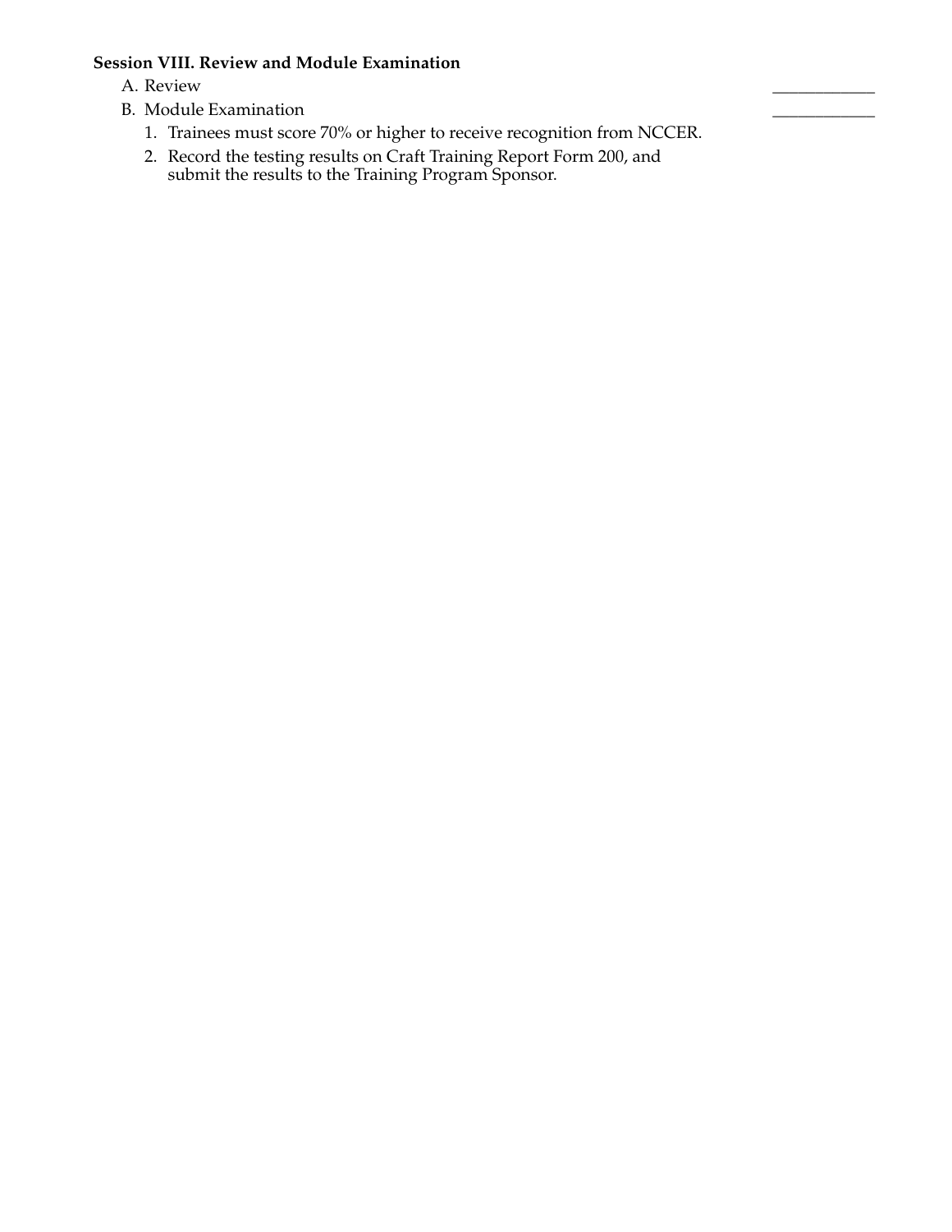**Session VIII. Review and Module Examination**

A. Review ____________

B. Module Examination ____________

1. Trainees must score 70% or higher to receive recognition from NCCER.
2. Record the testing results on Craft Training Report Form 200, and submit the results to the Training Program Sponsor.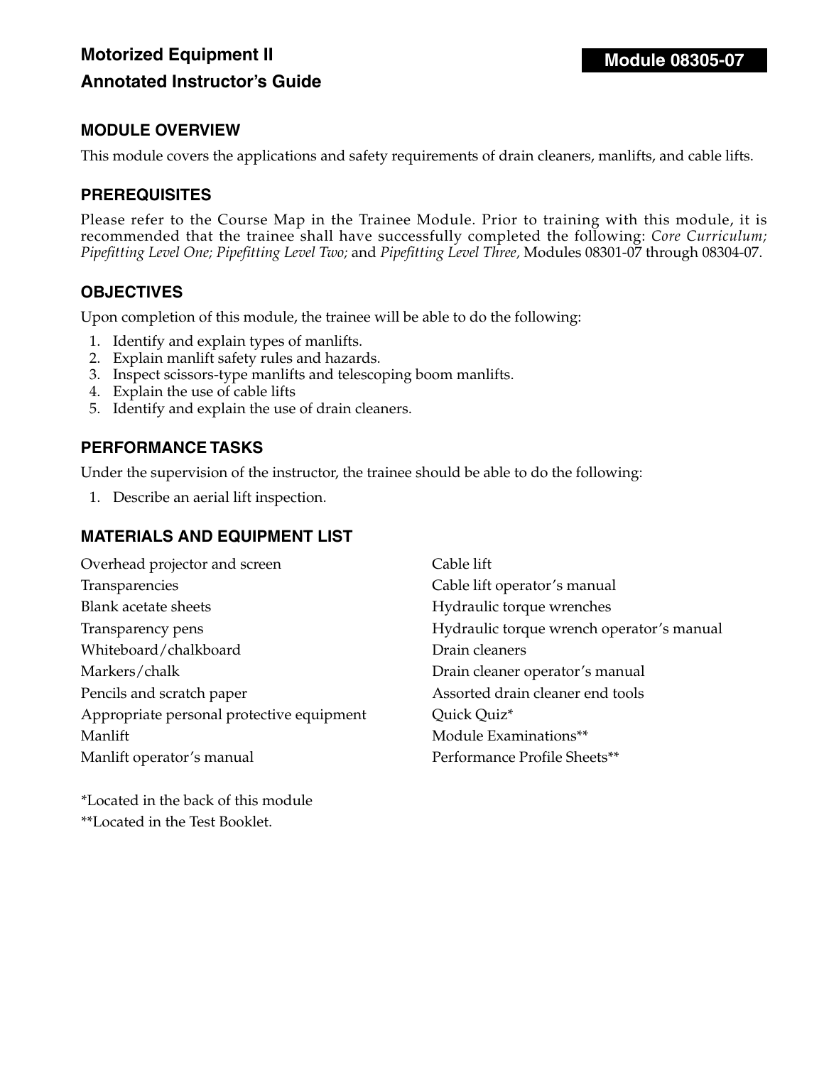# Motorized Equipment II

## Annotated Instructor's Guide

**Module 08305-07**

### MODULE OVERVIEW

This module covers the applications and safety requirements of drain cleaners, manlifts, and cable lifts.

### PREREQUISITES

Please refer to the Course Map in the Trainee Module. Prior to training with this module, it is recommended that the trainee shall have successfully completed the following: *Core Curriculum; Pipefitting Level One; Pipefitting Level Two;* and *Pipefitting Level Three,* Modules 08301-07 through 08304-07.

### OBJECTIVES

Upon completion of this module, the trainee will be able to do the following:

1. Identify and explain types of manlifts.
2. Explain manlift safety rules and hazards.
3. Inspect scissors-type manlifts and telescoping boom manlifts.
4. Explain the use of cable lifts
5. Identify and explain the use of drain cleaners.

### PERFORMANCE TASKS

Under the supervision of the instructor, the trainee should be able to do the following:

1. Describe an aerial lift inspection.

### MATERIALS AND EQUIPMENT LIST

Overhead projector and screen
Transparencies
Blank acetate sheets
Transparency pens
Whiteboard/chalkboard
Markers/chalk
Pencils and scratch paper
Appropriate personal protective equipment
Manlift
Manlift operator's manual
Cable lift
Cable lift operator's manual
Hydraulic torque wrenches
Hydraulic torque wrench operator's manual
Drain cleaners
Drain cleaner operator's manual
Assorted drain cleaner end tools
Quick Quiz*
Module Examinations**
Performance Profile Sheets**

*Located in the back of this module
**Located in the Test Booklet.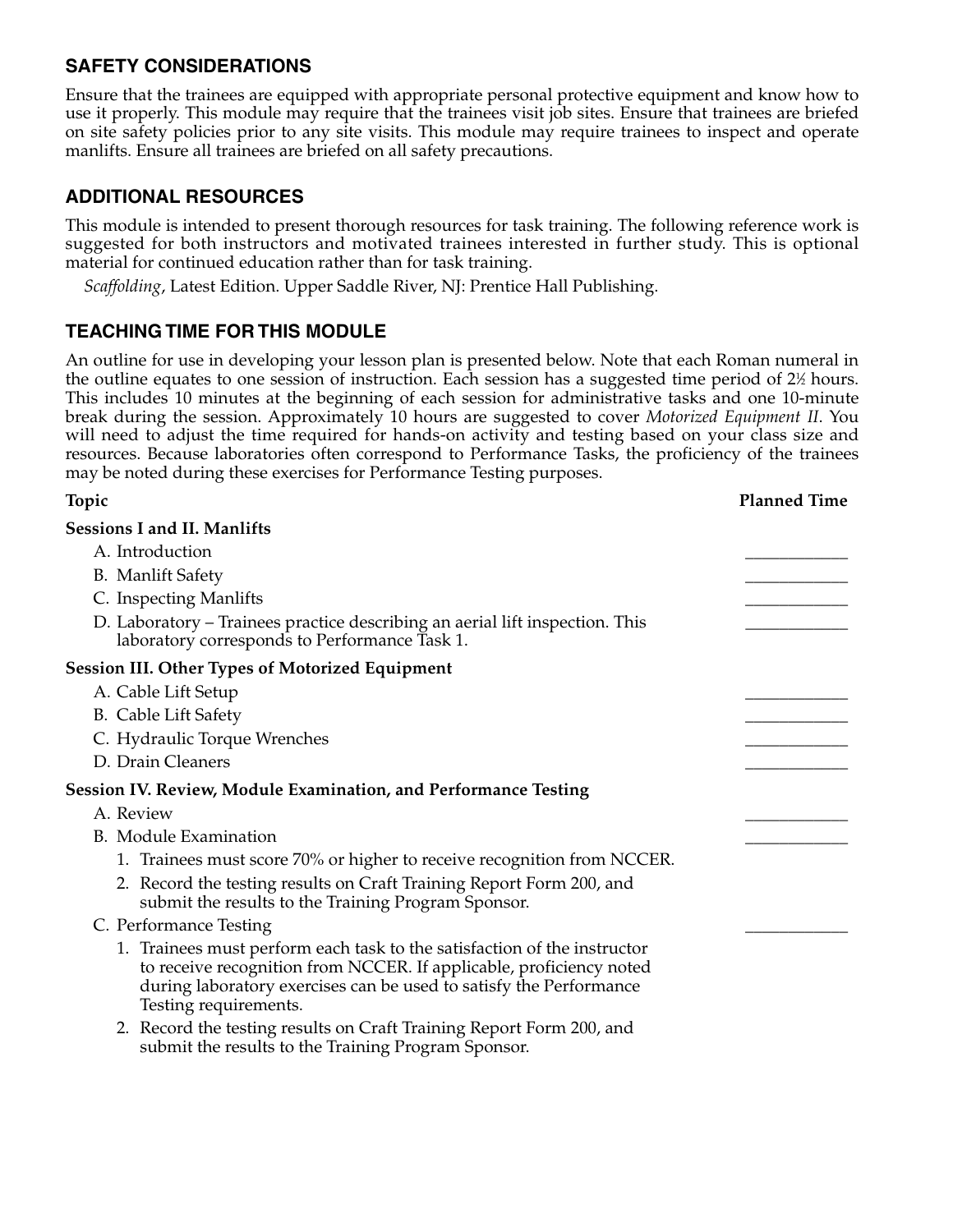## SAFETY CONSIDERATIONS

Ensure that the trainees are equipped with appropriate personal protective equipment and know how to use it properly. This module may require that the trainees visit job sites. Ensure that trainees are briefed on site safety policies prior to any site visits. This module may require trainees to inspect and operate manlifts. Ensure all trainees are briefed on all safety precautions.

## ADDITIONAL RESOURCES

This module is intended to present thorough resources for task training. The following reference work is suggested for both instructors and motivated trainees interested in further study. This is optional material for continued education rather than for task training.

*Scaffolding*, Latest Edition. Upper Saddle River, NJ: Prentice Hall Publishing.

## TEACHING TIME FOR THIS MODULE

An outline for use in developing your lesson plan is presented below. Note that each Roman numeral in the outline equates to one session of instruction. Each session has a suggested time period of 2½ hours. This includes 10 minutes at the beginning of each session for administrative tasks and one 10-minute break during the session. Approximately 10 hours are suggested to cover *Motorized Equipment II*. You will need to adjust the time required for hands-on activity and testing based on your class size and resources. Because laboratories often correspond to Performance Tasks, the proficiency of the trainees may be noted during these exercises for Performance Testing purposes.

| Topic | Planned Time |
|---|---|
| **Sessions I and II. Manlifts** | |
| A. Introduction | ____________ |
| B. Manlift Safety | ____________ |
| C. Inspecting Manlifts | ____________ |
| D. Laboratory – Trainees practice describing an aerial lift inspection. This laboratory corresponds to Performance Task 1. | ____________ |
| **Session III. Other Types of Motorized Equipment** | |
| A. Cable Lift Setup | ____________ |
| B. Cable Lift Safety | ____________ |
| C. Hydraulic Torque Wrenches | ____________ |
| D. Drain Cleaners | ____________ |
| **Session IV. Review, Module Examination, and Performance Testing** | |
| A. Review | ____________ |
| B. Module Examination | ____________ |
| 1. Trainees must score 70% or higher to receive recognition from NCCER. | |
| 2. Record the testing results on Craft Training Report Form 200, and submit the results to the Training Program Sponsor. | |
| C. Performance Testing | ____________ |
| 1. Trainees must perform each task to the satisfaction of the instructor to receive recognition from NCCER. If applicable, proficiency noted during laboratory exercises can be used to satisfy the Performance Testing requirements. | |
| 2. Record the testing results on Craft Training Report Form 200, and submit the results to the Training Program Sponsor. | |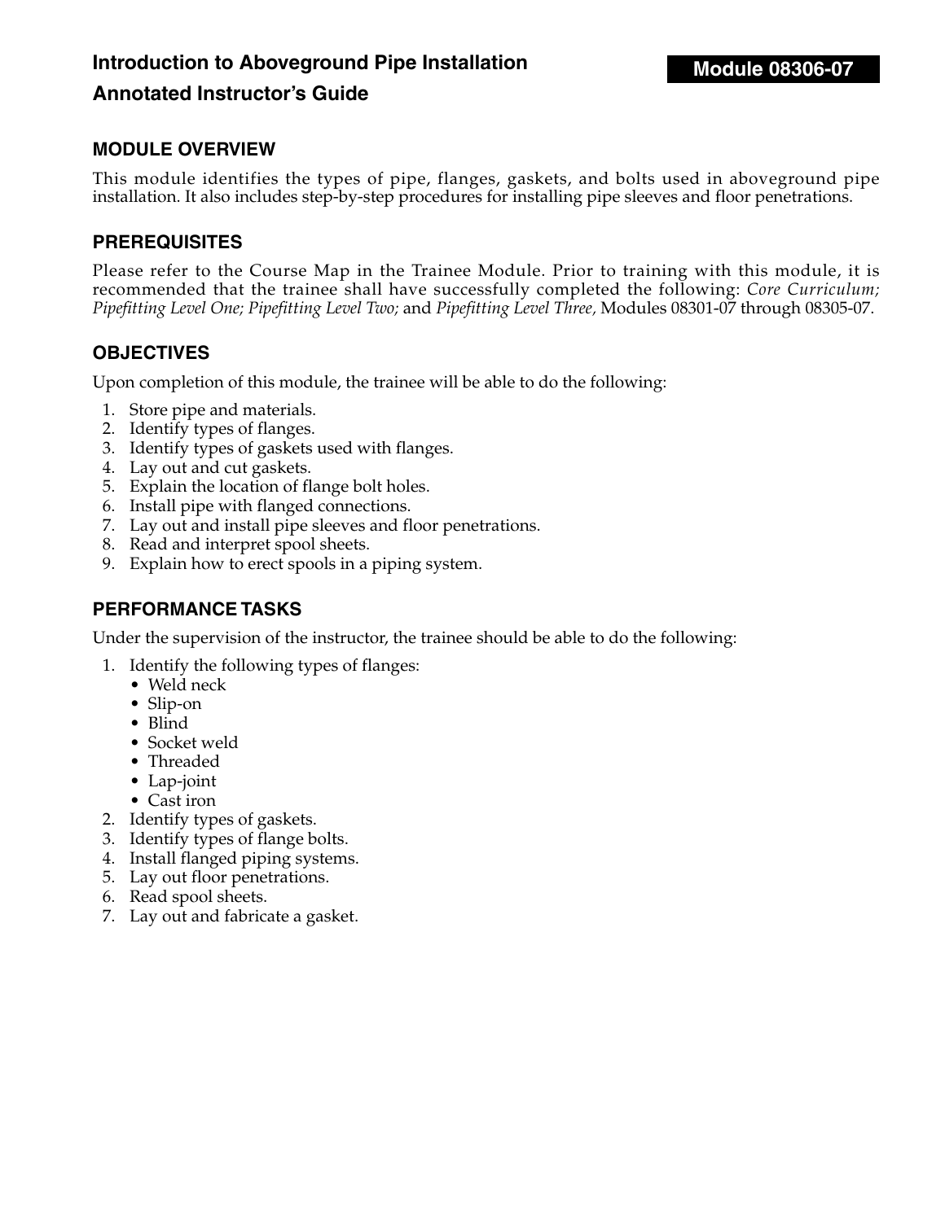# Introduction to Aboveground Pipe Installation

## Annotated Instructor's Guide

**Module 08306-07**

### MODULE OVERVIEW

This module identifies the types of pipe, flanges, gaskets, and bolts used in aboveground pipe installation. It also includes step-by-step procedures for installing pipe sleeves and floor penetrations.

### PREREQUISITES

Please refer to the Course Map in the Trainee Module. Prior to training with this module, it is recommended that the trainee shall have successfully completed the following: *Core Curriculum; Pipefitting Level One; Pipefitting Level Two;* and *Pipefitting Level Three,* Modules 08301-07 through 08305-07.

### OBJECTIVES

Upon completion of this module, the trainee will be able to do the following:

1. Store pipe and materials.
2. Identify types of flanges.
3. Identify types of gaskets used with flanges.
4. Lay out and cut gaskets.
5. Explain the location of flange bolt holes.
6. Install pipe with flanged connections.
7. Lay out and install pipe sleeves and floor penetrations.
8. Read and interpret spool sheets.
9. Explain how to erect spools in a piping system.

### PERFORMANCE TASKS

Under the supervision of the instructor, the trainee should be able to do the following:

1. Identify the following types of flanges:
   - Weld neck
   - Slip-on
   - Blind
   - Socket weld
   - Threaded
   - Lap-joint
   - Cast iron
2. Identify types of gaskets.
3. Identify types of flange bolts.
4. Install flanged piping systems.
5. Lay out floor penetrations.
6. Read spool sheets.
7. Lay out and fabricate a gasket.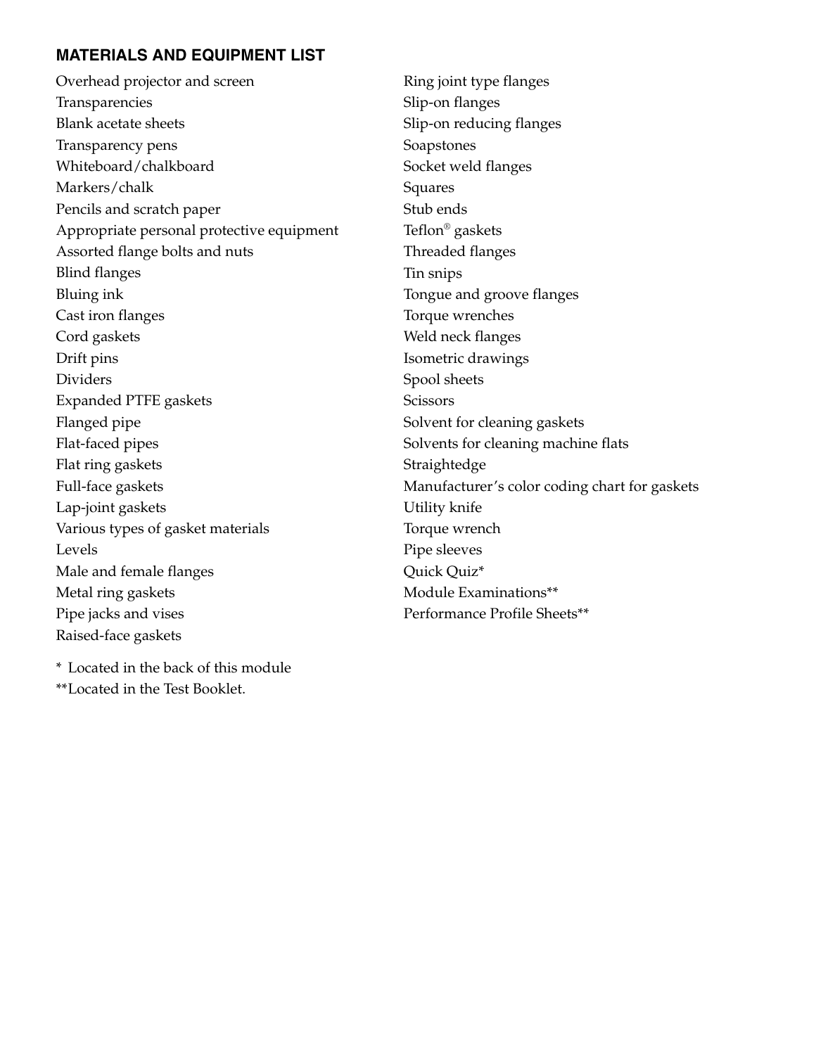### MATERIALS AND EQUIPMENT LIST

Overhead projector and screen
Transparencies
Blank acetate sheets
Transparency pens
Whiteboard/chalkboard
Markers/chalk
Pencils and scratch paper
Appropriate personal protective equipment
Assorted flange bolts and nuts
Blind flanges
Bluing ink
Cast iron flanges
Cord gaskets
Drift pins
Dividers
Expanded PTFE gaskets
Flanged pipe
Flat-faced pipes
Flat ring gaskets
Full-face gaskets
Lap-joint gaskets
Various types of gasket materials
Levels
Male and female flanges
Metal ring gaskets
Pipe jacks and vises
Raised-face gaskets
Ring joint type flanges
Slip-on flanges
Slip-on reducing flanges
Soapstones
Socket weld flanges
Squares
Stub ends
Teflon® gaskets
Threaded flanges
Tin snips
Tongue and groove flanges
Torque wrenches
Weld neck flanges
Isometric drawings
Spool sheets
Scissors
Solvent for cleaning gaskets
Solvents for cleaning machine flats
Straightedge
Manufacturer's color coding chart for gaskets
Utility knife
Torque wrench
Pipe sleeves
Quick Quiz*
Module Examinations**
Performance Profile Sheets**

* Located in the back of this module
**Located in the Test Booklet.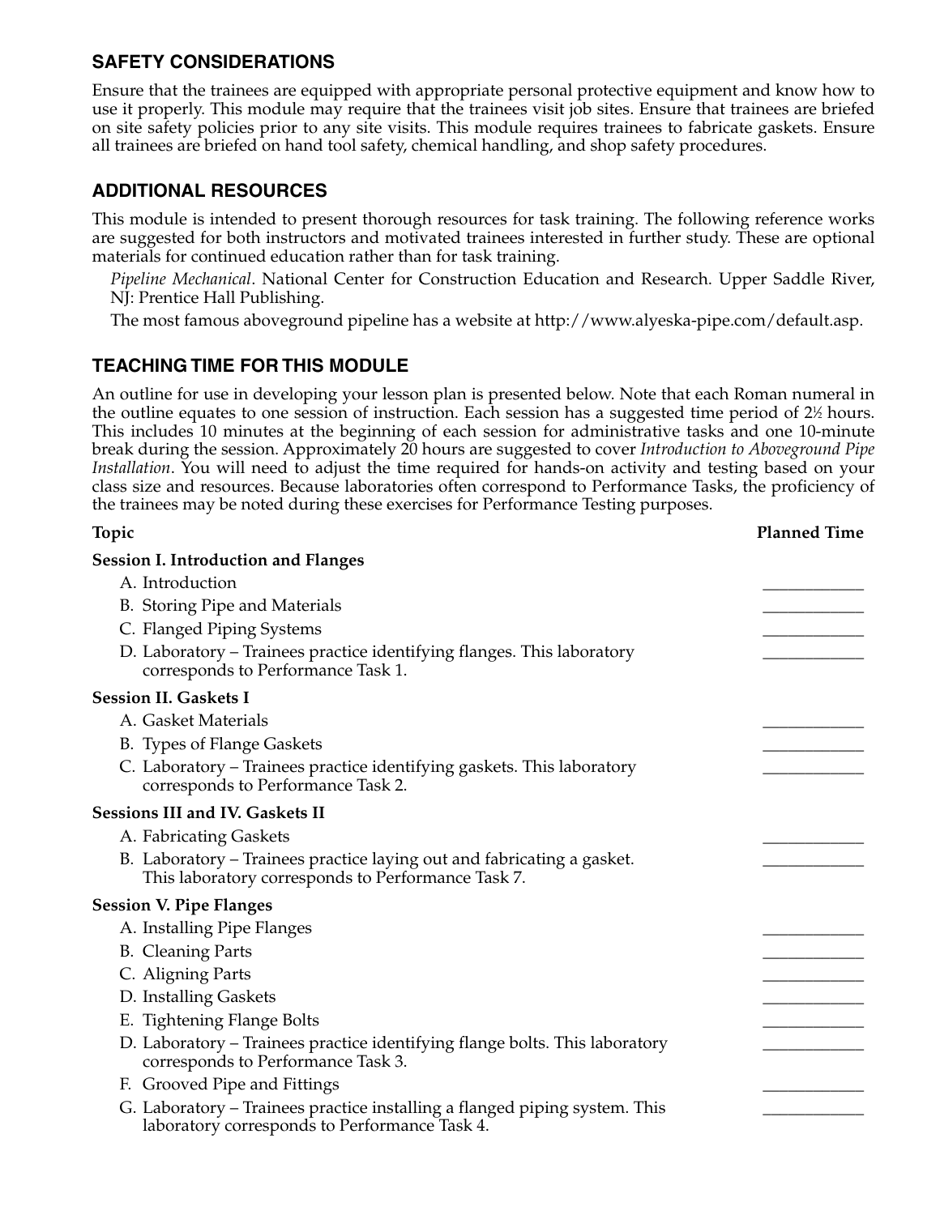## SAFETY CONSIDERATIONS

Ensure that the trainees are equipped with appropriate personal protective equipment and know how to use it properly. This module may require that the trainees visit job sites. Ensure that trainees are briefed on site safety policies prior to any site visits. This module requires trainees to fabricate gaskets. Ensure all trainees are briefed on hand tool safety, chemical handling, and shop safety procedures.

## ADDITIONAL RESOURCES

This module is intended to present thorough resources for task training. The following reference works are suggested for both instructors and motivated trainees interested in further study. These are optional materials for continued education rather than for task training.

*Pipeline Mechanical*. National Center for Construction Education and Research. Upper Saddle River, NJ: Prentice Hall Publishing.

The most famous aboveground pipeline has a website at http://www.alyeska-pipe.com/default.asp.

## TEACHING TIME FOR THIS MODULE

An outline for use in developing your lesson plan is presented below. Note that each Roman numeral in the outline equates to one session of instruction. Each session has a suggested time period of 2½ hours. This includes 10 minutes at the beginning of each session for administrative tasks and one 10-minute break during the session. Approximately 20 hours are suggested to cover *Introduction to Aboveground Pipe Installation*. You will need to adjust the time required for hands-on activity and testing based on your class size and resources. Because laboratories often correspond to Performance Tasks, the proficiency of the trainees may be noted during these exercises for Performance Testing purposes.

| Topic | Planned Time |
|---|---|
| **Session I. Introduction and Flanges** | |
| A. Introduction | ____________ |
| B. Storing Pipe and Materials | ____________ |
| C. Flanged Piping Systems | ____________ |
| D. Laboratory – Trainees practice identifying flanges. This laboratory corresponds to Performance Task 1. | ____________ |
| **Session II. Gaskets I** | |
| A. Gasket Materials | ____________ |
| B. Types of Flange Gaskets | ____________ |
| C. Laboratory – Trainees practice identifying gaskets. This laboratory corresponds to Performance Task 2. | ____________ |
| **Sessions III and IV. Gaskets II** | |
| A. Fabricating Gaskets | ____________ |
| B. Laboratory – Trainees practice laying out and fabricating a gasket. This laboratory corresponds to Performance Task 7. | ____________ |
| **Session V. Pipe Flanges** | |
| A. Installing Pipe Flanges | ____________ |
| B. Cleaning Parts | ____________ |
| C. Aligning Parts | ____________ |
| D. Installing Gaskets | ____________ |
| E. Tightening Flange Bolts | ____________ |
| D. Laboratory – Trainees practice identifying flange bolts. This laboratory corresponds to Performance Task 3. | ____________ |
| F. Grooved Pipe and Fittings | ____________ |
| G. Laboratory – Trainees practice installing a flanged piping system. This laboratory corresponds to Performance Task 4. | ____________ |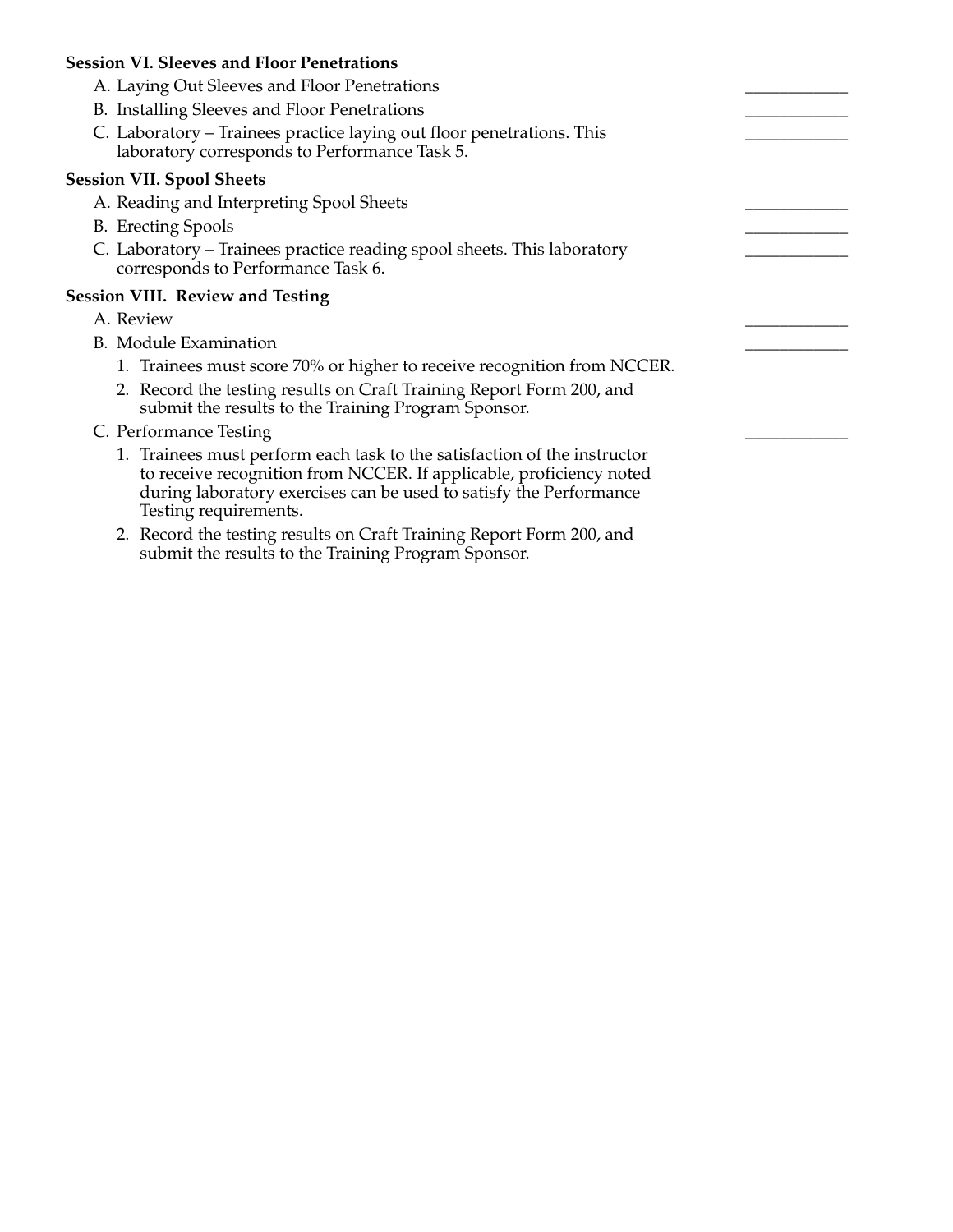**Session VI. Sleeves and Floor Penetrations**

A. Laying Out Sleeves and Floor Penetrations ____________

B. Installing Sleeves and Floor Penetrations ____________

C. Laboratory – Trainees practice laying out floor penetrations. This laboratory corresponds to Performance Task 5. ____________

**Session VII. Spool Sheets**

A. Reading and Interpreting Spool Sheets ____________

B. Erecting Spools ____________

C. Laboratory – Trainees practice reading spool sheets. This laboratory corresponds to Performance Task 6. ____________

**Session VIII. Review and Testing**

A. Review ____________

B. Module Examination ____________

1. Trainees must score 70% or higher to receive recognition from NCCER.
2. Record the testing results on Craft Training Report Form 200, and submit the results to the Training Program Sponsor.

C. Performance Testing ____________

1. Trainees must perform each task to the satisfaction of the instructor to receive recognition from NCCER. If applicable, proficiency noted during laboratory exercises can be used to satisfy the Performance Testing requirements.
2. Record the testing results on Craft Training Report Form 200, and submit the results to the Training Program Sponsor.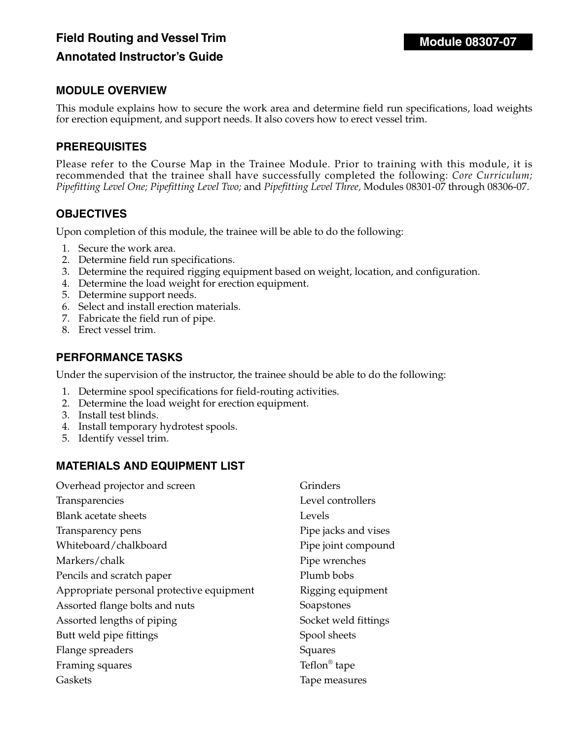# Field Routing and Vessel Trim

# Annotated Instructor's Guide

**Module 08307-07**

## MODULE OVERVIEW

This module explains how to secure the work area and determine field run specifications, load weights for erection equipment, and support needs. It also covers how to erect vessel trim.

## PREREQUISITES

Please refer to the Course Map in the Trainee Module. Prior to training with this module, it is recommended that the trainee shall have successfully completed the following: *Core Curriculum; Pipefitting Level One; Pipefitting Level Two;* and *Pipefitting Level Three,* Modules 08301-07 through 08306-07.

## OBJECTIVES

Upon completion of this module, the trainee will be able to do the following:

1. Secure the work area.
2. Determine field run specifications.
3. Determine the required rigging equipment based on weight, location, and configuration.
4. Determine the load weight for erection equipment.
5. Determine support needs.
6. Select and install erection materials.
7. Fabricate the field run of pipe.
8. Erect vessel trim.

## PERFORMANCE TASKS

Under the supervision of the instructor, the trainee should be able to do the following:

1. Determine spool specifications for field-routing activities.
2. Determine the load weight for erection equipment.
3. Install test blinds.
4. Install temporary hydrotest spools.
5. Identify vessel trim.

## MATERIALS AND EQUIPMENT LIST

- Overhead projector and screen
- Transparencies
- Blank acetate sheets
- Transparency pens
- Whiteboard/chalkboard
- Markers/chalk
- Pencils and scratch paper
- Appropriate personal protective equipment
- Assorted flange bolts and nuts
- Assorted lengths of piping
- Butt weld pipe fittings
- Flange spreaders
- Framing squares
- Gaskets
- Grinders
- Level controllers
- Levels
- Pipe jacks and vises
- Pipe joint compound
- Pipe wrenches
- Plumb bobs
- Rigging equipment
- Soapstones
- Socket weld fittings
- Spool sheets
- Squares
- Teflon® tape
- Tape measures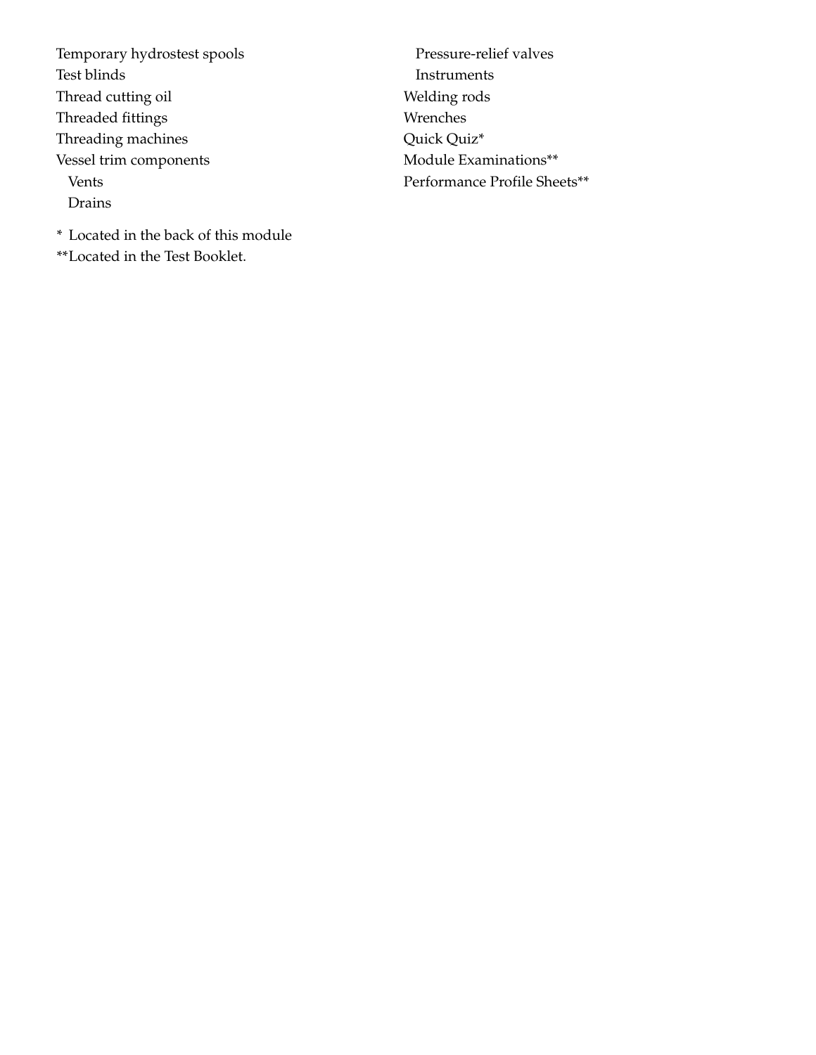- Temporary hydrostest spools
- Test blinds
- Thread cutting oil
- Threaded fittings
- Threading machines
- Vessel trim components
  - Vents
  - Drains
  - Pressure-relief valves
  - Instruments
- Welding rods
- Wrenches
- Quick Quiz*
- Module Examinations**
- Performance Profile Sheets**

\* Located in the back of this module

\**Located in the Test Booklet.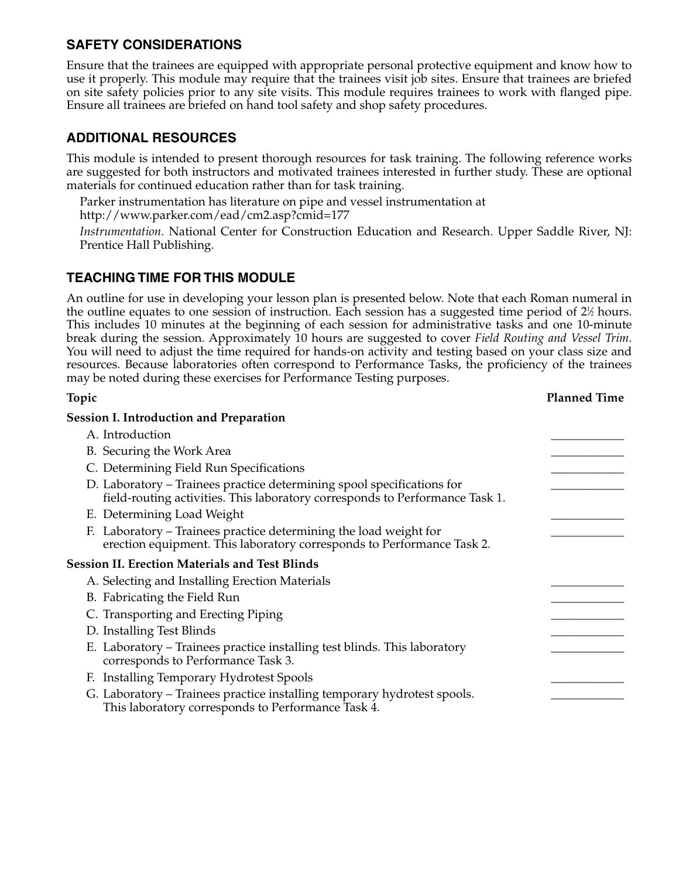## SAFETY CONSIDERATIONS

Ensure that the trainees are equipped with appropriate personal protective equipment and know how to use it properly. This module may require that the trainees visit job sites. Ensure that trainees are briefed on site safety policies prior to any site visits. This module requires trainees to work with flanged pipe. Ensure all trainees are briefed on hand tool safety and shop safety procedures.

## ADDITIONAL RESOURCES

This module is intended to present thorough resources for task training. The following reference works are suggested for both instructors and motivated trainees interested in further study. These are optional materials for continued education rather than for task training.

Parker instrumentation has literature on pipe and vessel instrumentation at http://www.parker.com/ead/cm2.asp?cmid=177

*Instrumentation.* National Center for Construction Education and Research. Upper Saddle River, NJ: Prentice Hall Publishing.

## TEACHING TIME FOR THIS MODULE

An outline for use in developing your lesson plan is presented below. Note that each Roman numeral in the outline equates to one session of instruction. Each session has a suggested time period of 2½ hours. This includes 10 minutes at the beginning of each session for administrative tasks and one 10-minute break during the session. Approximately 10 hours are suggested to cover *Field Routing and Vessel Trim*. You will need to adjust the time required for hands-on activity and testing based on your class size and resources. Because laboratories often correspond to Performance Tasks, the proficiency of the trainees may be noted during these exercises for Performance Testing purposes.

| Topic | Planned Time |
|---|---|
| **Session I. Introduction and Preparation** | |
| A. Introduction | ____________ |
| B. Securing the Work Area | ____________ |
| C. Determining Field Run Specifications | ____________ |
| D. Laboratory – Trainees practice determining spool specifications for field-routing activities. This laboratory corresponds to Performance Task 1. | ____________ |
| E. Determining Load Weight | ____________ |
| F. Laboratory – Trainees practice determining the load weight for erection equipment. This laboratory corresponds to Performance Task 2. | ____________ |
| **Session II. Erection Materials and Test Blinds** | |
| A. Selecting and Installing Erection Materials | ____________ |
| B. Fabricating the Field Run | ____________ |
| C. Transporting and Erecting Piping | ____________ |
| D. Installing Test Blinds | ____________ |
| E. Laboratory – Trainees practice installing test blinds. This laboratory corresponds to Performance Task 3. | ____________ |
| F. Installing Temporary Hydrotest Spools | ____________ |
| G. Laboratory – Trainees practice installing temporary hydrotest spools. This laboratory corresponds to Performance Task 4. | ____________ |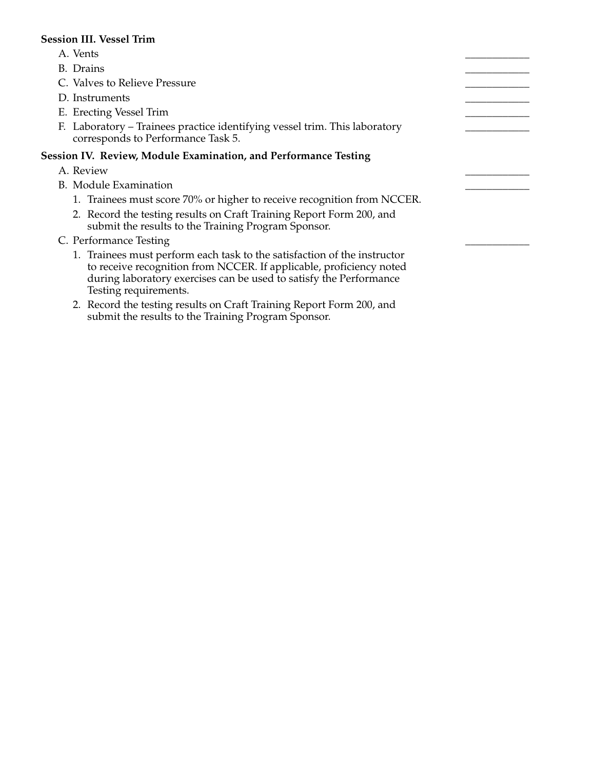**Session III. Vessel Trim**

A. Vents ____________

B. Drains ____________

C. Valves to Relieve Pressure ____________

D. Instruments ____________

E. Erecting Vessel Trim ____________

F. Laboratory – Trainees practice identifying vessel trim. This laboratory corresponds to Performance Task 5. ____________

**Session IV. Review, Module Examination, and Performance Testing**

A. Review ____________

B. Module Examination ____________

1. Trainees must score 70% or higher to receive recognition from NCCER.
2. Record the testing results on Craft Training Report Form 200, and submit the results to the Training Program Sponsor.

C. Performance Testing ____________

1. Trainees must perform each task to the satisfaction of the instructor to receive recognition from NCCER. If applicable, proficiency noted during laboratory exercises can be used to satisfy the Performance Testing requirements.
2. Record the testing results on Craft Training Report Form 200, and submit the results to the Training Program Sponsor.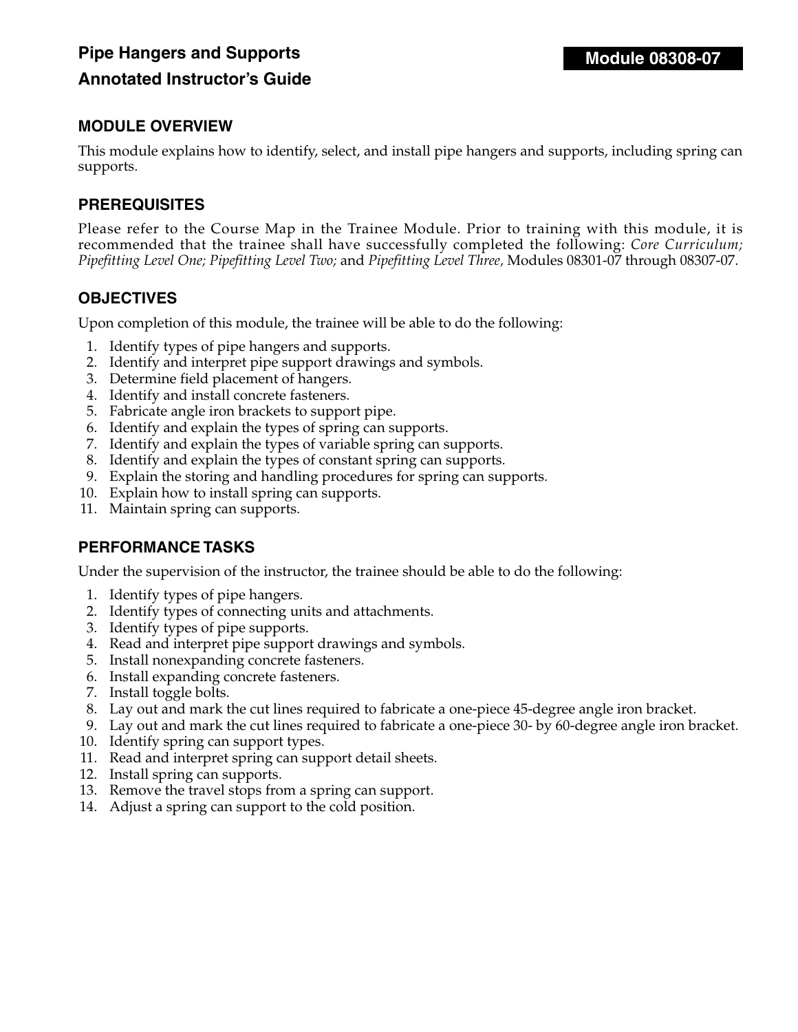# Pipe Hangers and Supports

## Annotated Instructor's Guide

**Module 08308-07**

## MODULE OVERVIEW

This module explains how to identify, select, and install pipe hangers and supports, including spring can supports.

## PREREQUISITES

Please refer to the Course Map in the Trainee Module. Prior to training with this module, it is recommended that the trainee shall have successfully completed the following: *Core Curriculum; Pipefitting Level One; Pipefitting Level Two;* and *Pipefitting Level Three,* Modules 08301-07 through 08307-07.

## OBJECTIVES

Upon completion of this module, the trainee will be able to do the following:

1. Identify types of pipe hangers and supports.
2. Identify and interpret pipe support drawings and symbols.
3. Determine field placement of hangers.
4. Identify and install concrete fasteners.
5. Fabricate angle iron brackets to support pipe.
6. Identify and explain the types of spring can supports.
7. Identify and explain the types of variable spring can supports.
8. Identify and explain the types of constant spring can supports.
9. Explain the storing and handling procedures for spring can supports.
10. Explain how to install spring can supports.
11. Maintain spring can supports.

## PERFORMANCE TASKS

Under the supervision of the instructor, the trainee should be able to do the following:

1. Identify types of pipe hangers.
2. Identify types of connecting units and attachments.
3. Identify types of pipe supports.
4. Read and interpret pipe support drawings and symbols.
5. Install nonexpanding concrete fasteners.
6. Install expanding concrete fasteners.
7. Install toggle bolts.
8. Lay out and mark the cut lines required to fabricate a one-piece 45-degree angle iron bracket.
9. Lay out and mark the cut lines required to fabricate a one-piece 30- by 60-degree angle iron bracket.
10. Identify spring can support types.
11. Read and interpret spring can support detail sheets.
12. Install spring can supports.
13. Remove the travel stops from a spring can support.
14. Adjust a spring can support to the cold position.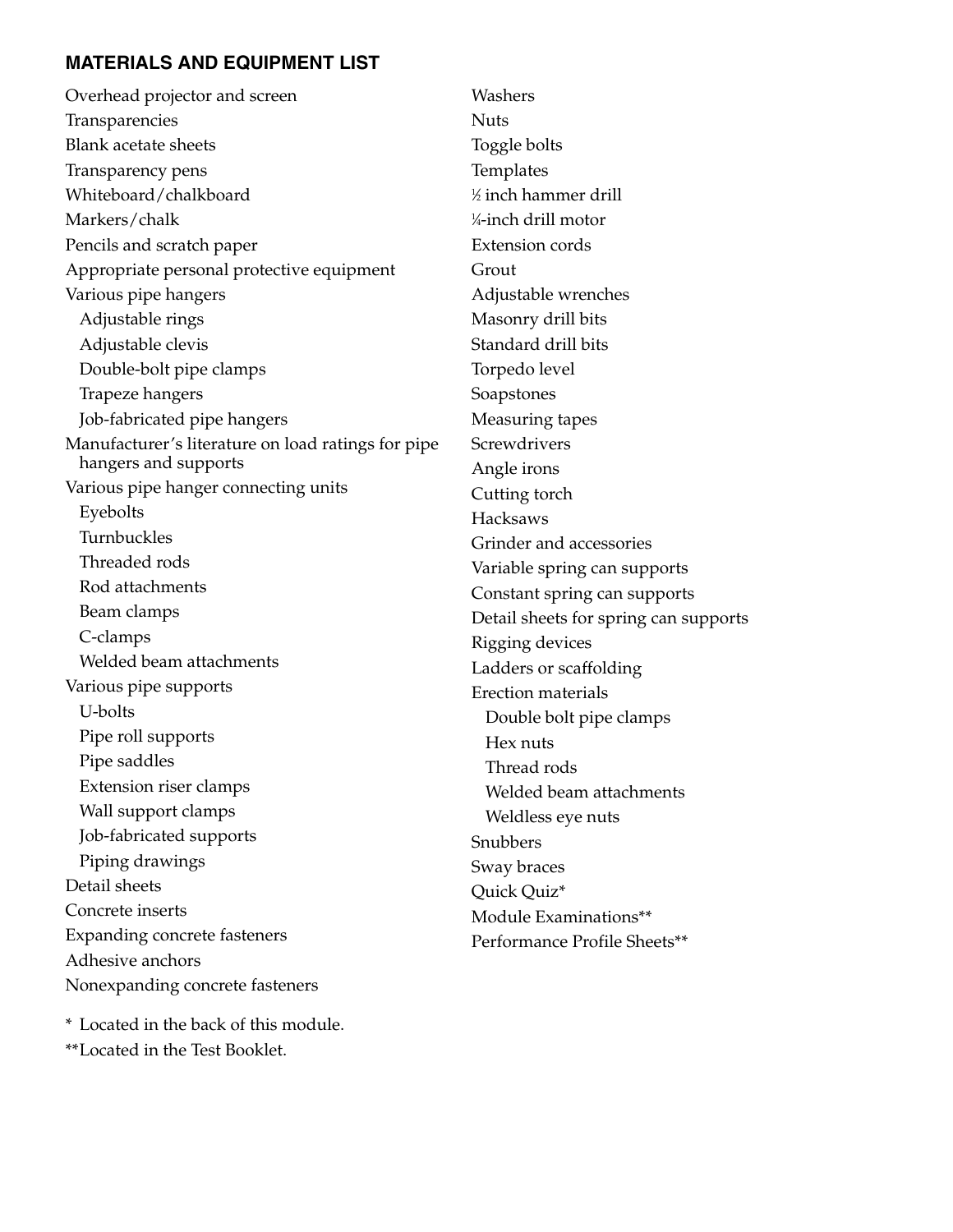## MATERIALS AND EQUIPMENT LIST

- Overhead projector and screen
- Transparencies
- Blank acetate sheets
- Transparency pens
- Whiteboard/chalkboard
- Markers/chalk
- Pencils and scratch paper
- Appropriate personal protective equipment
- Various pipe hangers
  - Adjustable rings
  - Adjustable clevis
  - Double-bolt pipe clamps
  - Trapeze hangers
  - Job-fabricated pipe hangers
- Manufacturer's literature on load ratings for pipe hangers and supports
- Various pipe hanger connecting units
  - Eyebolts
  - Turnbuckles
  - Threaded rods
  - Rod attachments
  - Beam clamps
  - C-clamps
  - Welded beam attachments
- Various pipe supports
  - U-bolts
  - Pipe roll supports
  - Pipe saddles
  - Extension riser clamps
  - Wall support clamps
  - Job-fabricated supports
  - Piping drawings
- Detail sheets
- Concrete inserts
- Expanding concrete fasteners
- Adhesive anchors
- Nonexpanding concrete fasteners
- Washers
- Nuts
- Toggle bolts
- Templates
- ½ inch hammer drill
- ¼-inch drill motor
- Extension cords
- Grout
- Adjustable wrenches
- Masonry drill bits
- Standard drill bits
- Torpedo level
- Soapstones
- Measuring tapes
- Screwdrivers
- Angle irons
- Cutting torch
- Hacksaws
- Grinder and accessories
- Variable spring can supports
- Constant spring can supports
- Detail sheets for spring can supports
- Rigging devices
- Ladders or scaffolding
- Erection materials
  - Double bolt pipe clamps
  - Hex nuts
  - Thread rods
  - Welded beam attachments
  - Weldless eye nuts
- Snubbers
- Sway braces
- Quick Quiz*
- Module Examinations**
- Performance Profile Sheets**

\* Located in the back of this module.

\*\*Located in the Test Booklet.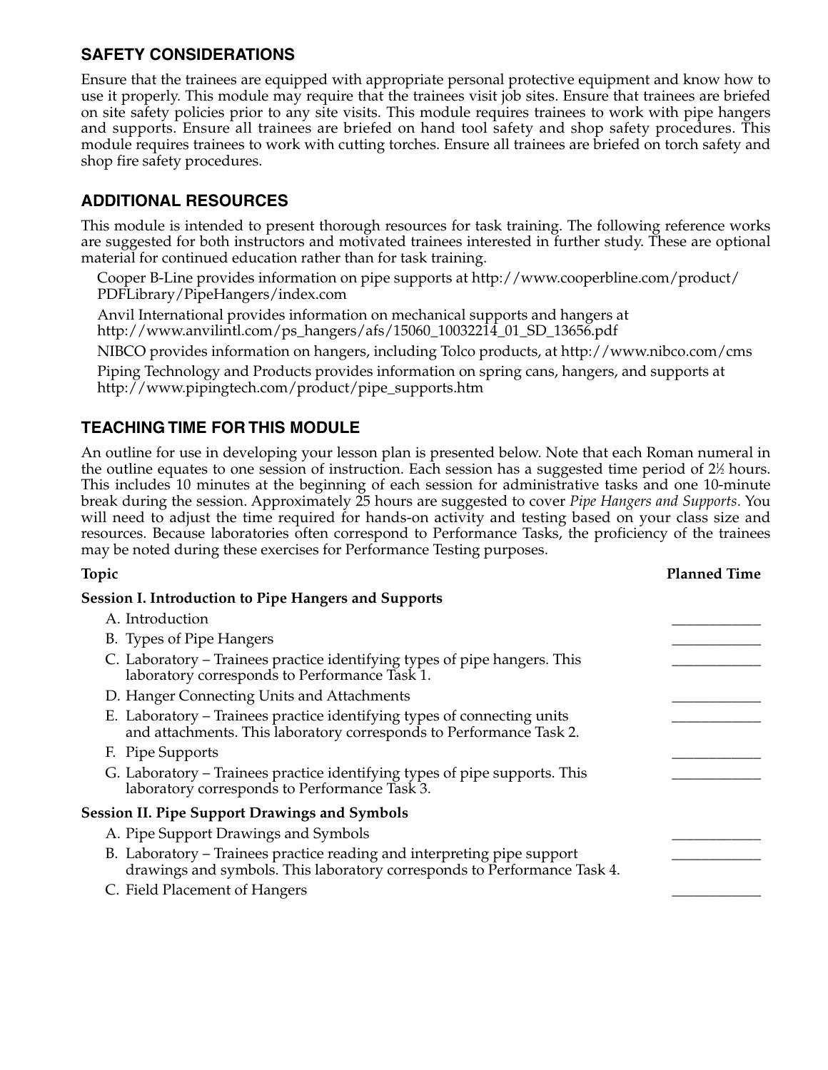## SAFETY CONSIDERATIONS

Ensure that the trainees are equipped with appropriate personal protective equipment and know how to use it properly. This module may require that the trainees visit job sites. Ensure that trainees are briefed on site safety policies prior to any site visits. This module requires trainees to work with pipe hangers and supports. Ensure all trainees are briefed on hand tool safety and shop safety procedures. This module requires trainees to work with cutting torches. Ensure all trainees are briefed on torch safety and shop fire safety procedures.

## ADDITIONAL RESOURCES

This module is intended to present thorough resources for task training. The following reference works are suggested for both instructors and motivated trainees interested in further study. These are optional material for continued education rather than for task training.

Cooper B-Line provides information on pipe supports at http://www.cooperbline.com/product/PDFLibrary/PipeHangers/index.com

Anvil International provides information on mechanical supports and hangers at http://www.anvilintl.com/ps_hangers/afs/15060_10032214_01_SD_13656.pdf

NIBCO provides information on hangers, including Tolco products, at http://www.nibco.com/cms

Piping Technology and Products provides information on spring cans, hangers, and supports at http://www.pipingtech.com/product/pipe_supports.htm

## TEACHING TIME FOR THIS MODULE

An outline for use in developing your lesson plan is presented below. Note that each Roman numeral in the outline equates to one session of instruction. Each session has a suggested time period of 2½ hours. This includes 10 minutes at the beginning of each session for administrative tasks and one 10-minute break during the session. Approximately 25 hours are suggested to cover *Pipe Hangers and Supports*. You will need to adjust the time required for hands-on activity and testing based on your class size and resources. Because laboratories often correspond to Performance Tasks, the proficiency of the trainees may be noted during these exercises for Performance Testing purposes.

| Topic | Planned Time |
|---|---|
| **Session I. Introduction to Pipe Hangers and Supports** | |
| A. Introduction | ____________ |
| B. Types of Pipe Hangers | ____________ |
| C. Laboratory – Trainees practice identifying types of pipe hangers. This laboratory corresponds to Performance Task 1. | ____________ |
| D. Hanger Connecting Units and Attachments | ____________ |
| E. Laboratory – Trainees practice identifying types of connecting units and attachments. This laboratory corresponds to Performance Task 2. | ____________ |
| F. Pipe Supports | ____________ |
| G. Laboratory – Trainees practice identifying types of pipe supports. This laboratory corresponds to Performance Task 3. | ____________ |
| **Session II. Pipe Support Drawings and Symbols** | |
| A. Pipe Support Drawings and Symbols | ____________ |
| B. Laboratory – Trainees practice reading and interpreting pipe support drawings and symbols. This laboratory corresponds to Performance Task 4. | ____________ |
| C. Field Placement of Hangers | ____________ |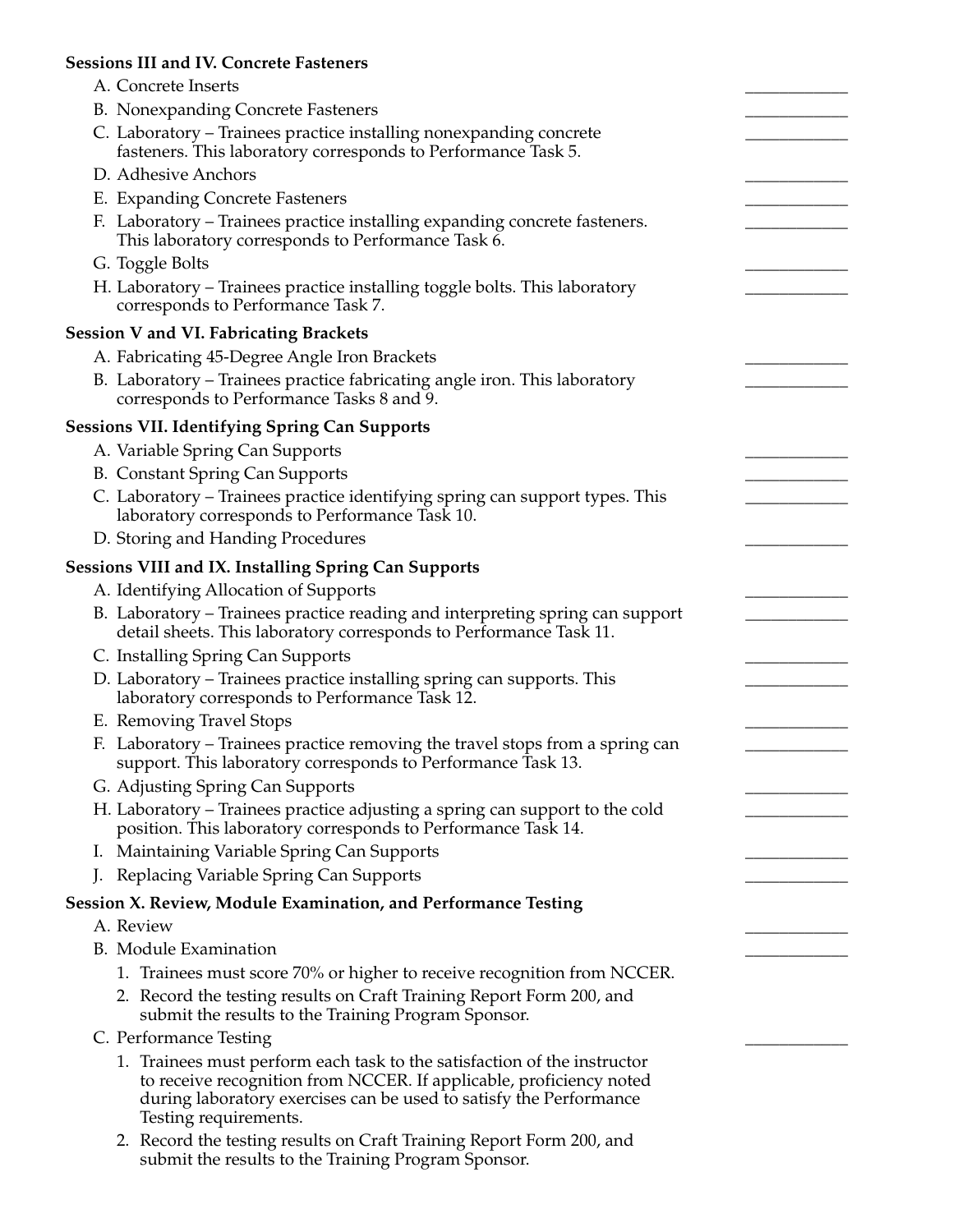**Sessions III and IV. Concrete Fasteners**

A. Concrete Inserts ____________

B. Nonexpanding Concrete Fasteners ____________

C. Laboratory – Trainees practice installing nonexpanding concrete fasteners. This laboratory corresponds to Performance Task 5. ____________

D. Adhesive Anchors ____________

E. Expanding Concrete Fasteners ____________

F. Laboratory – Trainees practice installing expanding concrete fasteners. This laboratory corresponds to Performance Task 6. ____________

G. Toggle Bolts ____________

H. Laboratory – Trainees practice installing toggle bolts. This laboratory corresponds to Performance Task 7. ____________

**Session V and VI. Fabricating Brackets**

A. Fabricating 45-Degree Angle Iron Brackets ____________

B. Laboratory – Trainees practice fabricating angle iron. This laboratory corresponds to Performance Tasks 8 and 9. ____________

**Sessions VII. Identifying Spring Can Supports**

A. Variable Spring Can Supports ____________

B. Constant Spring Can Supports ____________

C. Laboratory – Trainees practice identifying spring can support types. This laboratory corresponds to Performance Task 10. ____________

D. Storing and Handing Procedures ____________

**Sessions VIII and IX. Installing Spring Can Supports**

A. Identifying Allocation of Supports ____________

B. Laboratory – Trainees practice reading and interpreting spring can support detail sheets. This laboratory corresponds to Performance Task 11. ____________

C. Installing Spring Can Supports ____________

D. Laboratory – Trainees practice installing spring can supports. This laboratory corresponds to Performance Task 12. ____________

E. Removing Travel Stops ____________

F. Laboratory – Trainees practice removing the travel stops from a spring can support. This laboratory corresponds to Performance Task 13. ____________

G. Adjusting Spring Can Supports ____________

H. Laboratory – Trainees practice adjusting a spring can support to the cold position. This laboratory corresponds to Performance Task 14. ____________

I. Maintaining Variable Spring Can Supports ____________

J. Replacing Variable Spring Can Supports ____________

**Session X. Review, Module Examination, and Performance Testing**

A. Review ____________

B. Module Examination ____________

1. Trainees must score 70% or higher to receive recognition from NCCER.
2. Record the testing results on Craft Training Report Form 200, and submit the results to the Training Program Sponsor.

C. Performance Testing ____________

1. Trainees must perform each task to the satisfaction of the instructor to receive recognition from NCCER. If applicable, proficiency noted during laboratory exercises can be used to satisfy the Performance Testing requirements.
2. Record the testing results on Craft Training Report Form 200, and submit the results to the Training Program Sponsor.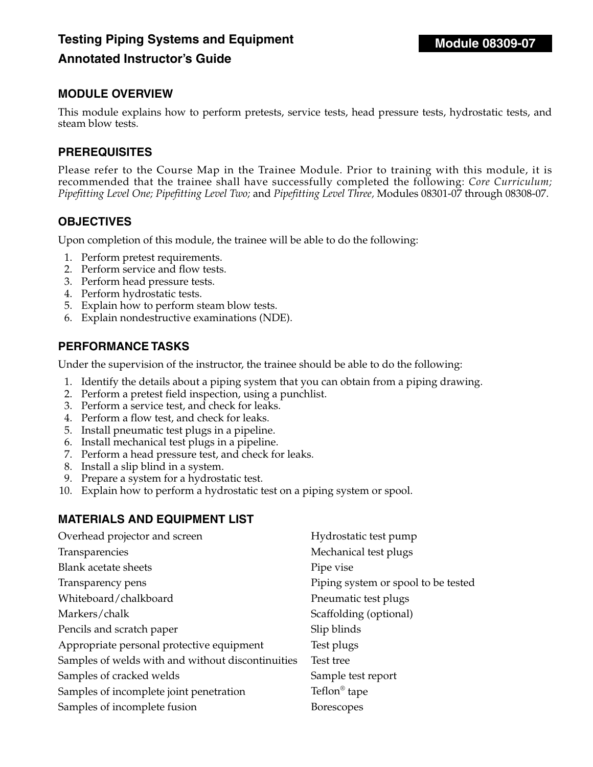# Testing Piping Systems and Equipment

## Annotated Instructor's Guide

**Module 08309-07**

## MODULE OVERVIEW

This module explains how to perform pretests, service tests, head pressure tests, hydrostatic tests, and steam blow tests.

## PREREQUISITES

Please refer to the Course Map in the Trainee Module. Prior to training with this module, it is recommended that the trainee shall have successfully completed the following: *Core Curriculum; Pipefitting Level One; Pipefitting Level Two;* and *Pipefitting Level Three,* Modules 08301-07 through 08308-07.

## OBJECTIVES

Upon completion of this module, the trainee will be able to do the following:

1. Perform pretest requirements.
2. Perform service and flow tests.
3. Perform head pressure tests.
4. Perform hydrostatic tests.
5. Explain how to perform steam blow tests.
6. Explain nondestructive examinations (NDE).

## PERFORMANCE TASKS

Under the supervision of the instructor, the trainee should be able to do the following:

1. Identify the details about a piping system that you can obtain from a piping drawing.
2. Perform a pretest field inspection, using a punchlist.
3. Perform a service test, and check for leaks.
4. Perform a flow test, and check for leaks.
5. Install pneumatic test plugs in a pipeline.
6. Install mechanical test plugs in a pipeline.
7. Perform a head pressure test, and check for leaks.
8. Install a slip blind in a system.
9. Prepare a system for a hydrostatic test.
10. Explain how to perform a hydrostatic test on a piping system or spool.

## MATERIALS AND EQUIPMENT LIST

- Overhead projector and screen
- Transparencies
- Blank acetate sheets
- Transparency pens
- Whiteboard/chalkboard
- Markers/chalk
- Pencils and scratch paper
- Appropriate personal protective equipment
- Samples of welds with and without discontinuities
- Samples of cracked welds
- Samples of incomplete joint penetration
- Samples of incomplete fusion
- Hydrostatic test pump
- Mechanical test plugs
- Pipe vise
- Piping system or spool to be tested
- Pneumatic test plugs
- Scaffolding (optional)
- Slip blinds
- Test plugs
- Test tree
- Sample test report
- Teflon® tape
- Borescopes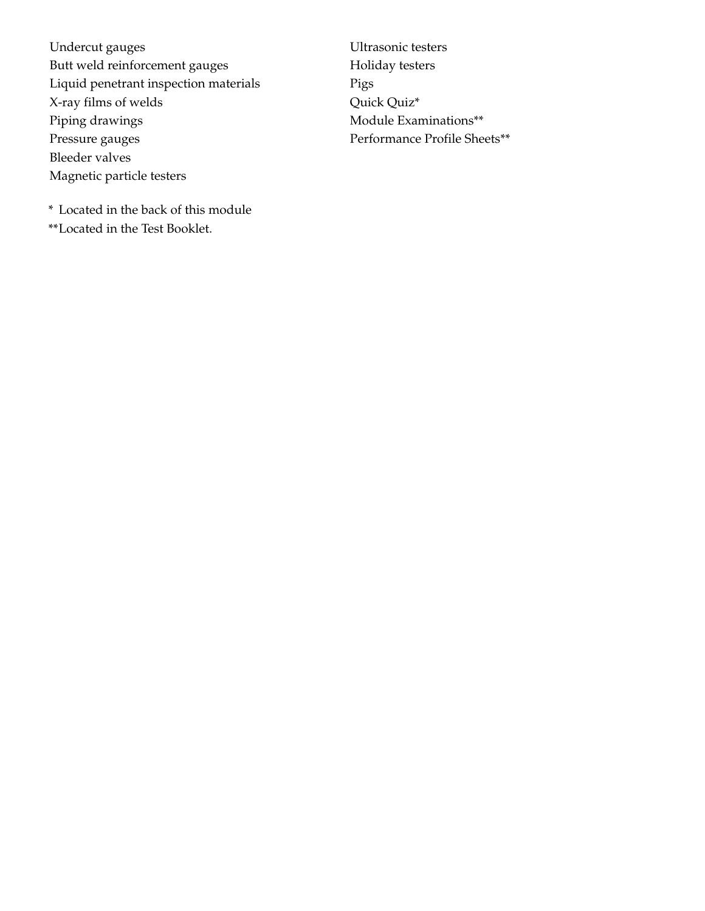Undercut gauges
Butt weld reinforcement gauges
Liquid penetrant inspection materials
X-ray films of welds
Piping drawings
Pressure gauges
Bleeder valves
Magnetic particle testers
Ultrasonic testers
Holiday testers
Pigs
Quick Quiz*
Module Examinations**
Performance Profile Sheets**

\* Located in the back of this module
**Located in the Test Booklet.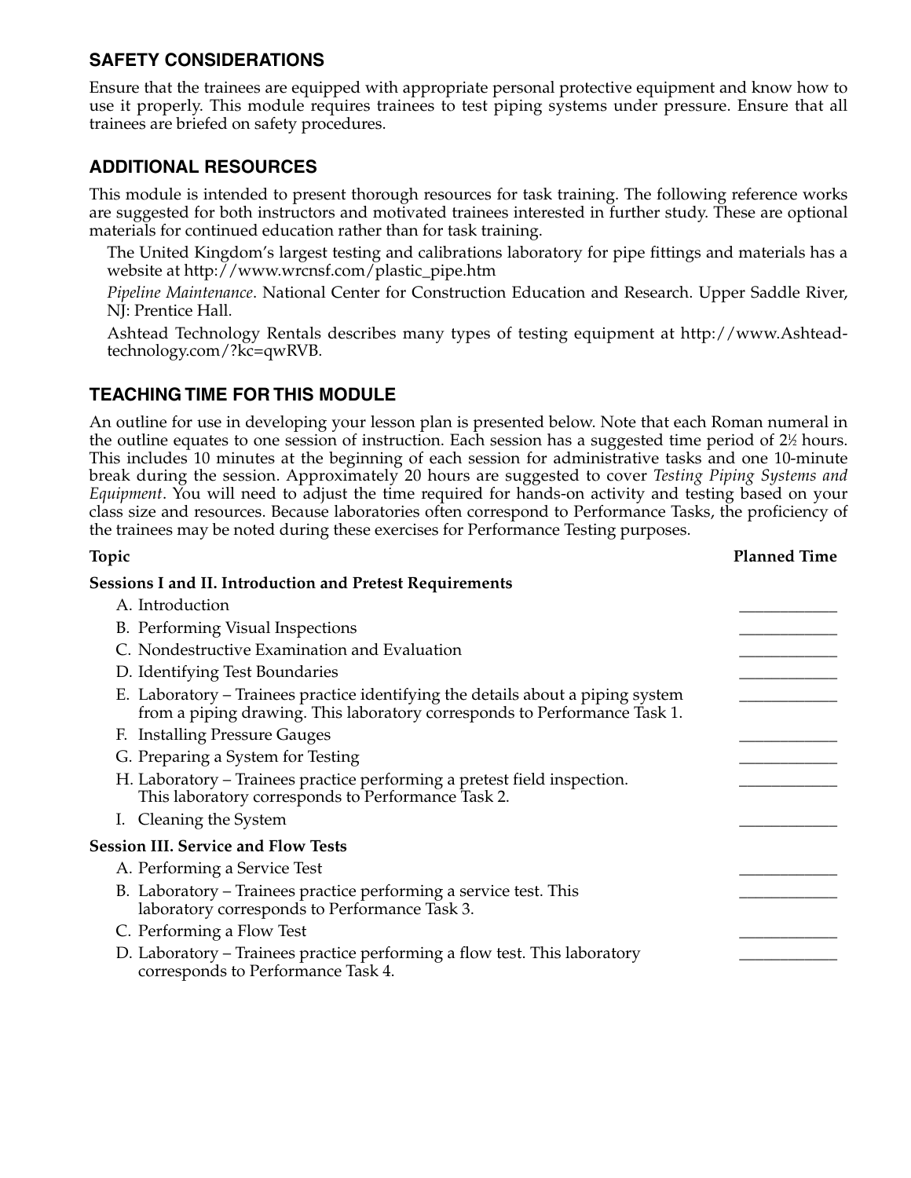## SAFETY CONSIDERATIONS

Ensure that the trainees are equipped with appropriate personal protective equipment and know how to use it properly. This module requires trainees to test piping systems under pressure. Ensure that all trainees are briefed on safety procedures.

## ADDITIONAL RESOURCES

This module is intended to present thorough resources for task training. The following reference works are suggested for both instructors and motivated trainees interested in further study. These are optional materials for continued education rather than for task training.

The United Kingdom's largest testing and calibrations laboratory for pipe fittings and materials has a website at http://www.wrcnsf.com/plastic_pipe.htm

*Pipeline Maintenance*. National Center for Construction Education and Research. Upper Saddle River, NJ: Prentice Hall.

Ashtead Technology Rentals describes many types of testing equipment at http://www.Ashtead-technology.com/?kc=qwRVB.

## TEACHING TIME FOR THIS MODULE

An outline for use in developing your lesson plan is presented below. Note that each Roman numeral in the outline equates to one session of instruction. Each session has a suggested time period of 2½ hours. This includes 10 minutes at the beginning of each session for administrative tasks and one 10-minute break during the session. Approximately 20 hours are suggested to cover *Testing Piping Systems and Equipment*. You will need to adjust the time required for hands-on activity and testing based on your class size and resources. Because laboratories often correspond to Performance Tasks, the proficiency of the trainees may be noted during these exercises for Performance Testing purposes.

| Topic | Planned Time |
|---|---|
| **Sessions I and II. Introduction and Pretest Requirements** | |
| A. Introduction | ____________ |
| B. Performing Visual Inspections | ____________ |
| C. Nondestructive Examination and Evaluation | ____________ |
| D. Identifying Test Boundaries | ____________ |
| E. Laboratory – Trainees practice identifying the details about a piping system from a piping drawing. This laboratory corresponds to Performance Task 1. | ____________ |
| F. Installing Pressure Gauges | ____________ |
| G. Preparing a System for Testing | ____________ |
| H. Laboratory – Trainees practice performing a pretest field inspection. This laboratory corresponds to Performance Task 2. | ____________ |
| I. Cleaning the System | ____________ |
| **Session III. Service and Flow Tests** | |
| A. Performing a Service Test | ____________ |
| B. Laboratory – Trainees practice performing a service test. This laboratory corresponds to Performance Task 3. | ____________ |
| C. Performing a Flow Test | ____________ |
| D. Laboratory – Trainees practice performing a flow test. This laboratory corresponds to Performance Task 4. | ____________ |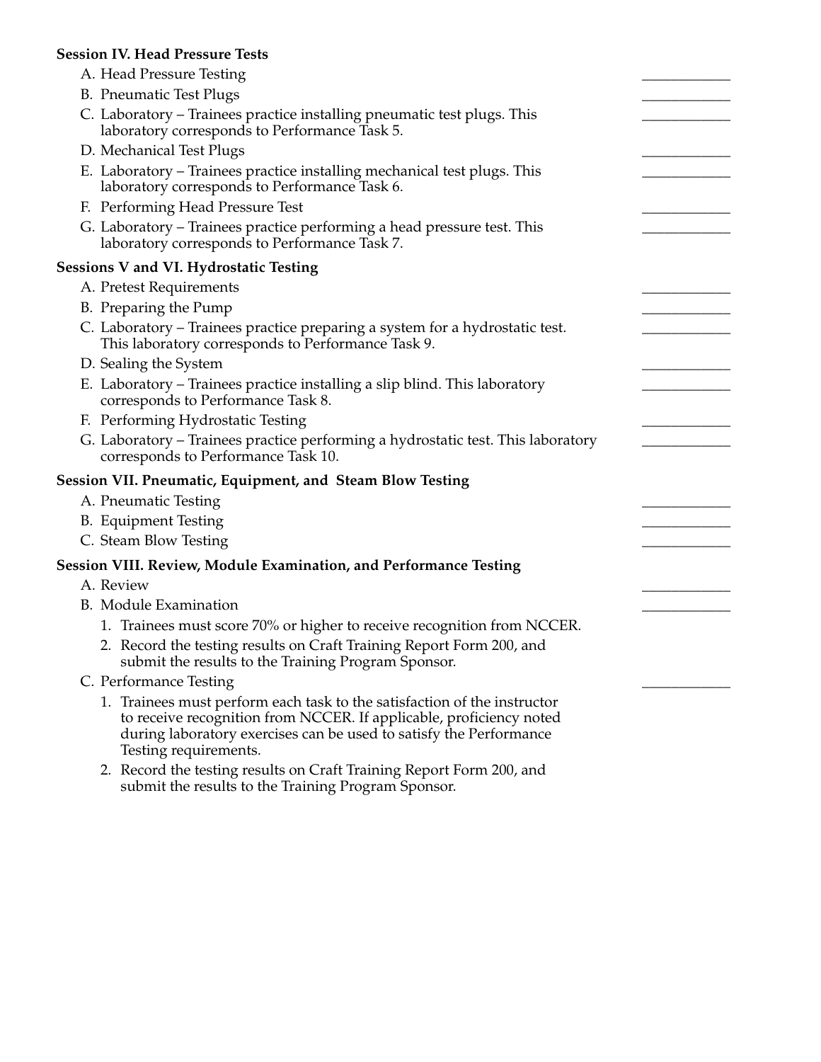**Session IV. Head Pressure Tests**

A. Head Pressure Testing ____________

B. Pneumatic Test Plugs ____________

C. Laboratory – Trainees practice installing pneumatic test plugs. This laboratory corresponds to Performance Task 5. ____________

D. Mechanical Test Plugs ____________

E. Laboratory – Trainees practice installing mechanical test plugs. This laboratory corresponds to Performance Task 6. ____________

F. Performing Head Pressure Test ____________

G. Laboratory – Trainees practice performing a head pressure test. This laboratory corresponds to Performance Task 7. ____________

**Sessions V and VI. Hydrostatic Testing**

A. Pretest Requirements ____________

B. Preparing the Pump ____________

C. Laboratory – Trainees practice preparing a system for a hydrostatic test. This laboratory corresponds to Performance Task 9. ____________

D. Sealing the System ____________

E. Laboratory – Trainees practice installing a slip blind. This laboratory corresponds to Performance Task 8. ____________

F. Performing Hydrostatic Testing ____________

G. Laboratory – Trainees practice performing a hydrostatic test. This laboratory corresponds to Performance Task 10. ____________

**Session VII. Pneumatic, Equipment, and Steam Blow Testing**

A. Pneumatic Testing ____________

B. Equipment Testing ____________

C. Steam Blow Testing ____________

**Session VIII. Review, Module Examination, and Performance Testing**

A. Review ____________

B. Module Examination ____________

1. Trainees must score 70% or higher to receive recognition from NCCER.
2. Record the testing results on Craft Training Report Form 200, and submit the results to the Training Program Sponsor.

C. Performance Testing ____________

1. Trainees must perform each task to the satisfaction of the instructor to receive recognition from NCCER. If applicable, proficiency noted during laboratory exercises can be used to satisfy the Performance Testing requirements.
2. Record the testing results on Craft Training Report Form 200, and submit the results to the Training Program Sponsor.